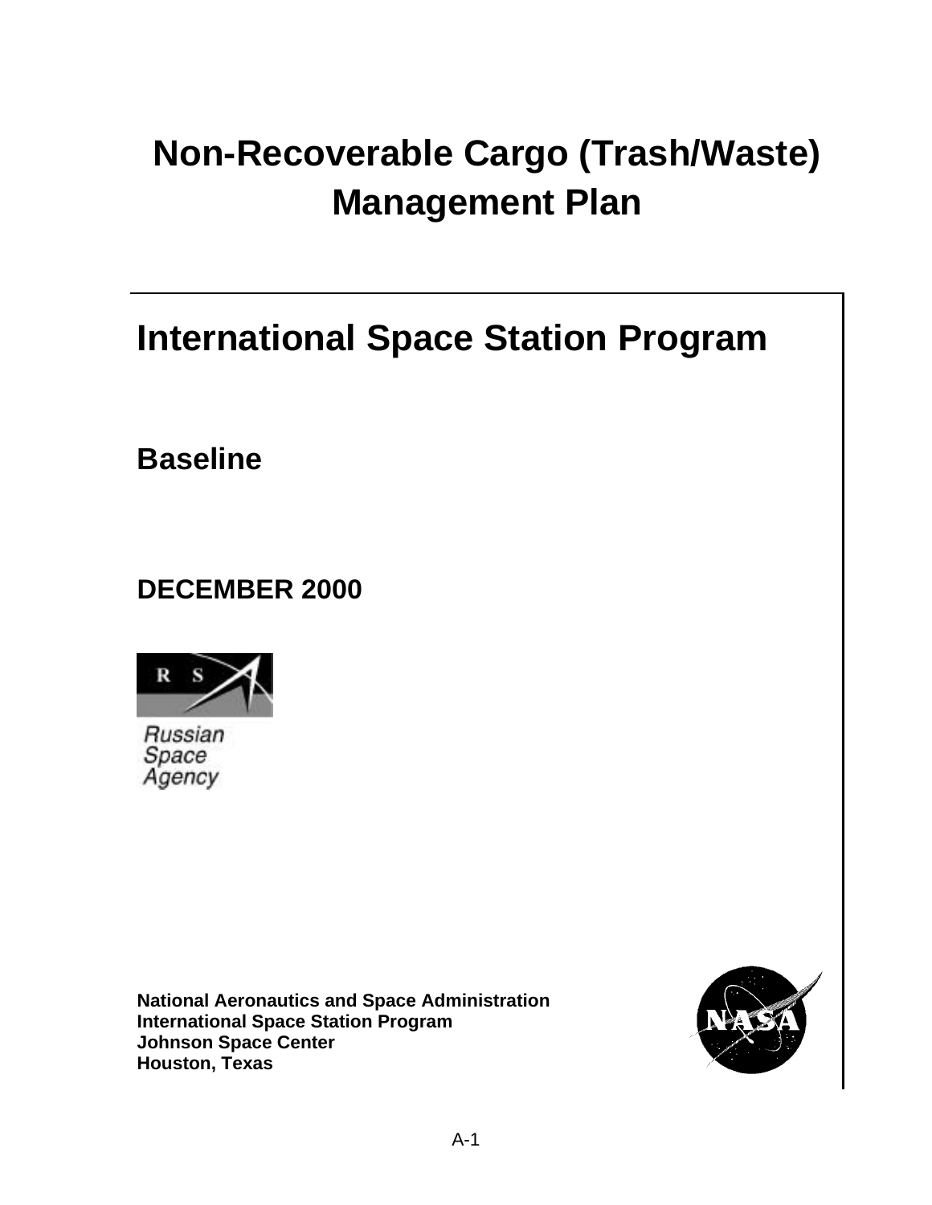# Non-Recoverable Cargo (Trash/Waste) Management Plan

## International Space Station Program

**Baseline**

**DECEMBER 2000**

Russian Space Agency

**National Aeronautics and Space Administration**
**International Space Station Program**
**Johnson Space Center**
**Houston, Texas**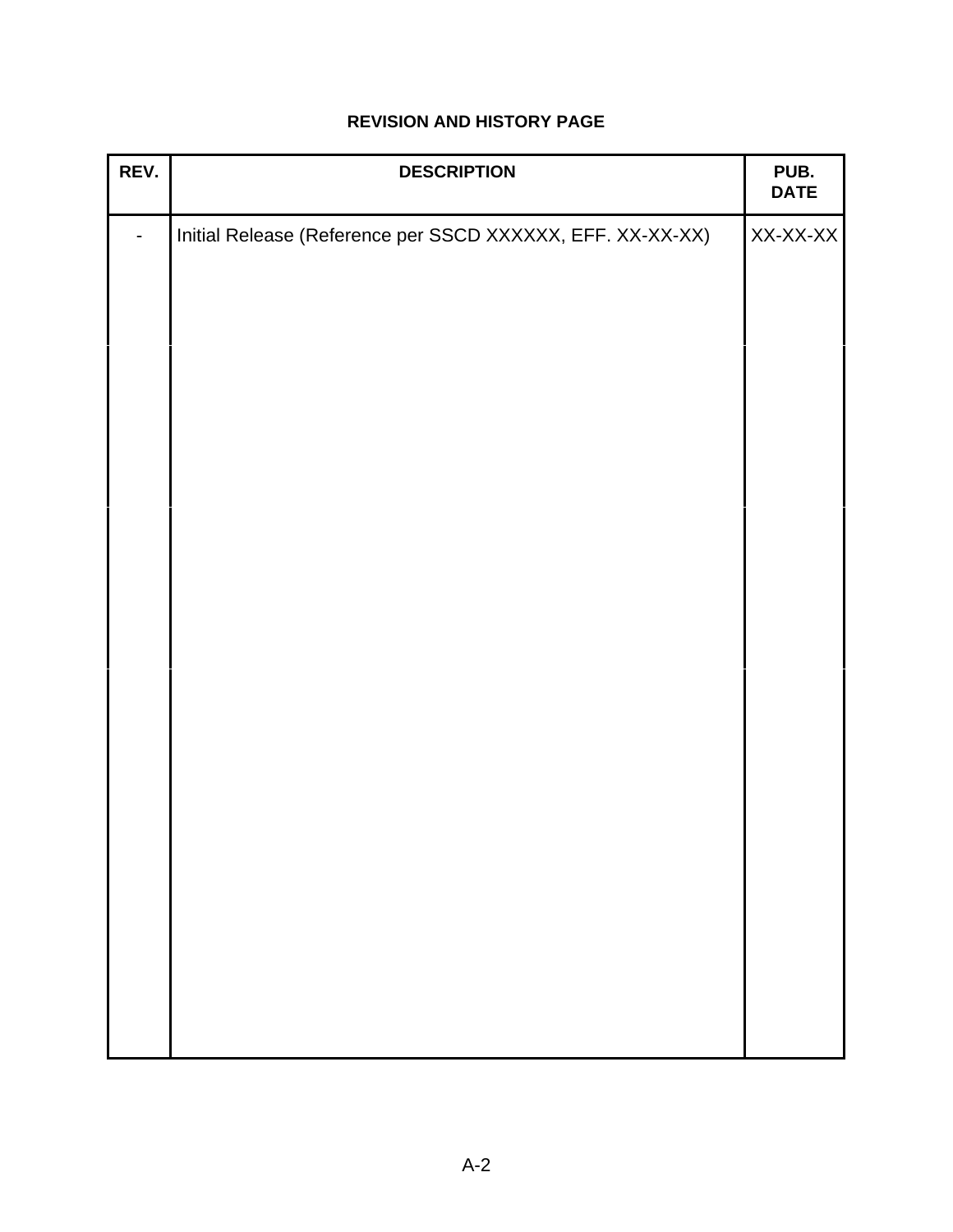## REVISION AND HISTORY PAGE

| REV. | DESCRIPTION | PUB. DATE |
|---|---|---|
| - | Initial Release (Reference per SSCD XXXXXX, EFF. XX-XX-XX) | XX-XX-XX |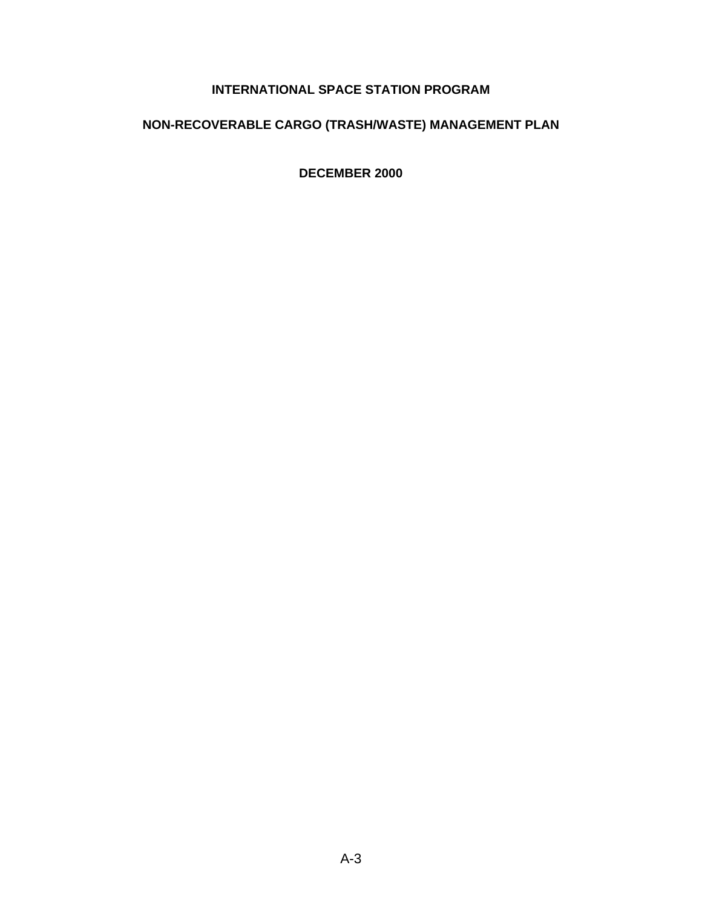# INTERNATIONAL SPACE STATION PROGRAM

## NON-RECOVERABLE CARGO (TRASH/WASTE) MANAGEMENT PLAN

**DECEMBER 2000**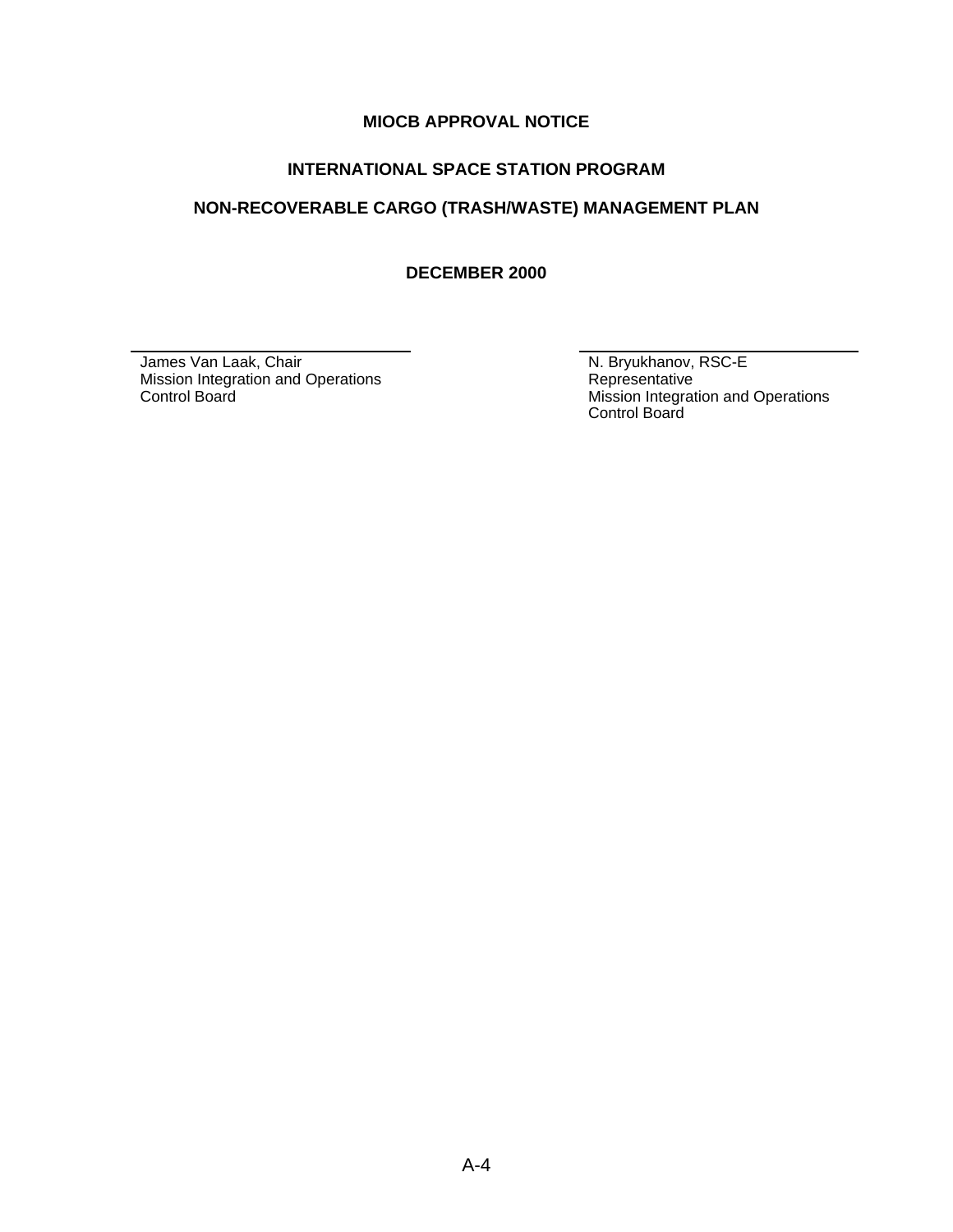**MIOCB APPROVAL NOTICE**

**INTERNATIONAL SPACE STATION PROGRAM**

**NON-RECOVERABLE CARGO (TRASH/WASTE) MANAGEMENT PLAN**

**DECEMBER 2000**

\_\_\_\_\_\_\_\_\_\_\_\_\_\_\_\_\_\_\_\_\_\_\_\_\_\_\_\_\_\_\_\_\_\_\_\_
James Van Laak, Chair
Mission Integration and Operations
Control Board

\_\_\_\_\_\_\_\_\_\_\_\_\_\_\_\_\_\_\_\_\_\_\_\_\_\_\_\_\_\_\_\_\_\_\_\_
N. Bryukhanov, RSC-E
Representative
Mission Integration and Operations
Control Board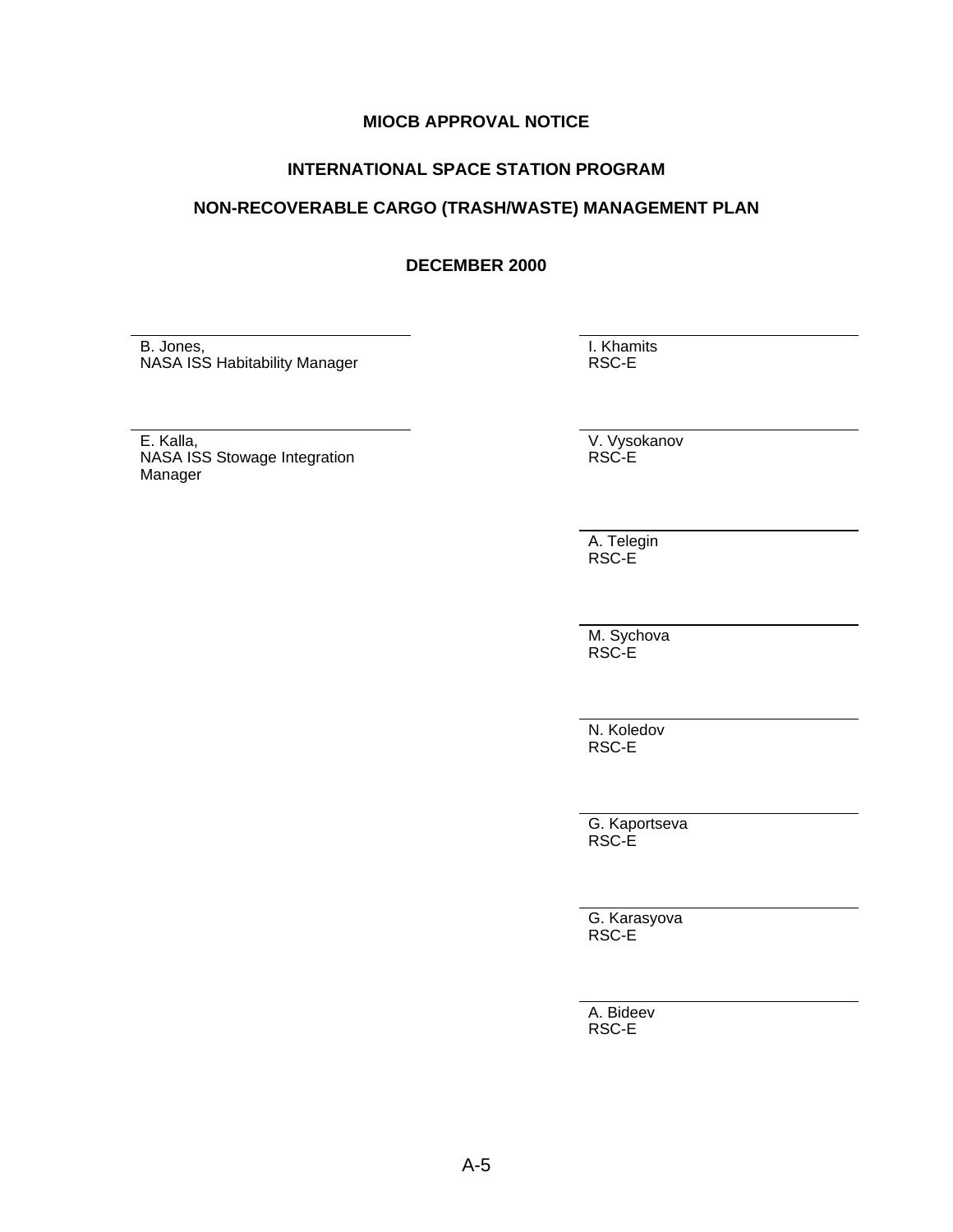**MIOCB APPROVAL NOTICE**

**INTERNATIONAL SPACE STATION PROGRAM**

**NON-RECOVERABLE CARGO (TRASH/WASTE) MANAGEMENT PLAN**

**DECEMBER 2000**

| | |
|---|---|
| B. Jones,<br>NASA ISS Habitability Manager | I. Khamits<br>RSC-E |
| E. Kalla,<br>NASA ISS Stowage Integration Manager | V. Vysokanov<br>RSC-E |
| | A. Telegin<br>RSC-E |
| | M. Sychova<br>RSC-E |
| | N. Koledov<br>RSC-E |
| | G. Kaportseva<br>RSC-E |
| | G. Karasyova<br>RSC-E |
| | A. Bideev<br>RSC-E |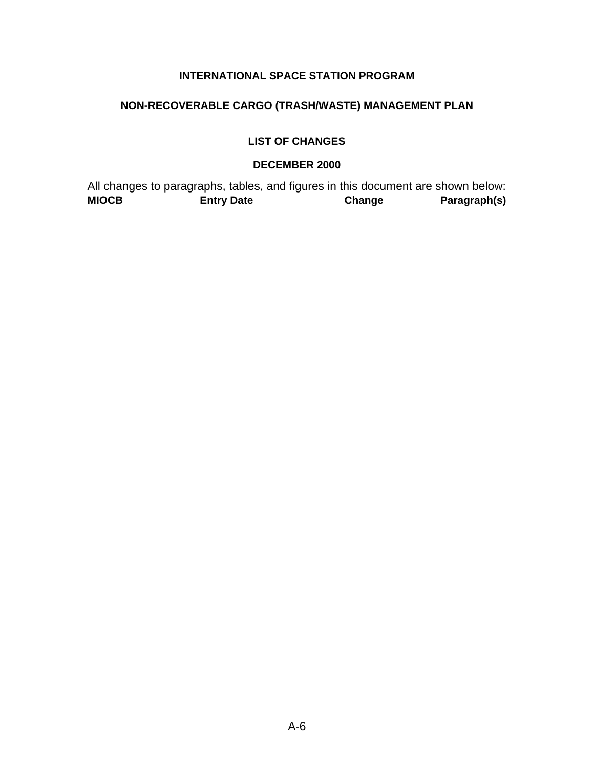**INTERNATIONAL SPACE STATION PROGRAM**

**NON-RECOVERABLE CARGO (TRASH/WASTE) MANAGEMENT PLAN**

**LIST OF CHANGES**

**DECEMBER 2000**

All changes to paragraphs, tables, and figures in this document are shown below:

| MIOCB | Entry Date | Change | Paragraph(s) |
|---|---|---|---|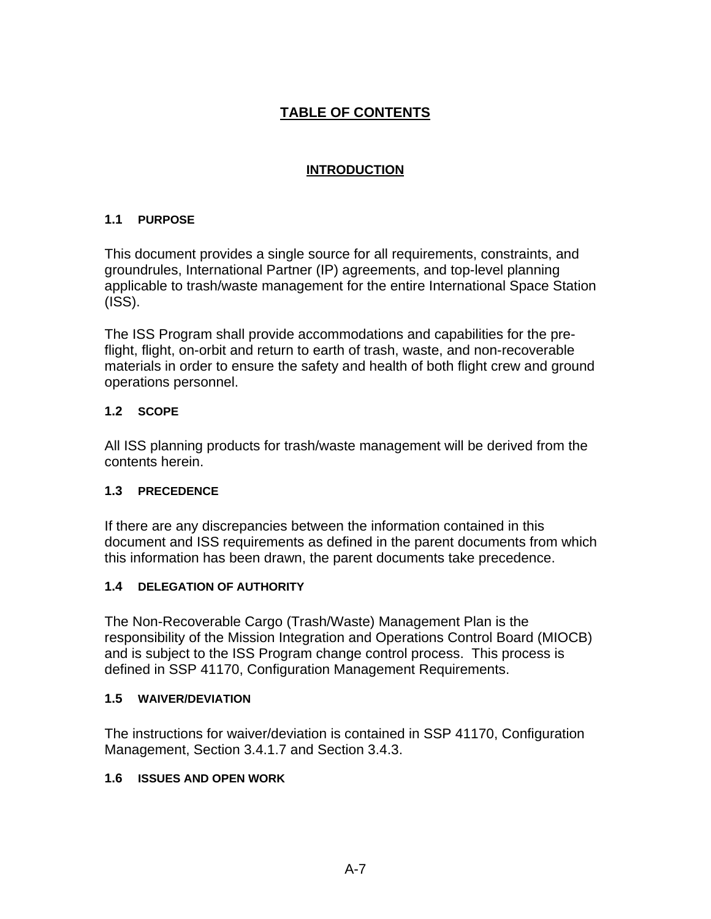# TABLE OF CONTENTS

## INTRODUCTION

### 1.1 PURPOSE

This document provides a single source for all requirements, constraints, and groundrules, International Partner (IP) agreements, and top-level planning applicable to trash/waste management for the entire International Space Station (ISS).

The ISS Program shall provide accommodations and capabilities for the pre-flight, flight, on-orbit and return to earth of trash, waste, and non-recoverable materials in order to ensure the safety and health of both flight crew and ground operations personnel.

### 1.2 SCOPE

All ISS planning products for trash/waste management will be derived from the contents herein.

### 1.3 PRECEDENCE

If there are any discrepancies between the information contained in this document and ISS requirements as defined in the parent documents from which this information has been drawn, the parent documents take precedence.

### 1.4 DELEGATION OF AUTHORITY

The Non-Recoverable Cargo (Trash/Waste) Management Plan is the responsibility of the Mission Integration and Operations Control Board (MIOCB) and is subject to the ISS Program change control process. This process is defined in SSP 41170, Configuration Management Requirements.

### 1.5 WAIVER/DEVIATION

The instructions for waiver/deviation is contained in SSP 41170, Configuration Management, Section 3.4.1.7 and Section 3.4.3.

### 1.6 ISSUES AND OPEN WORK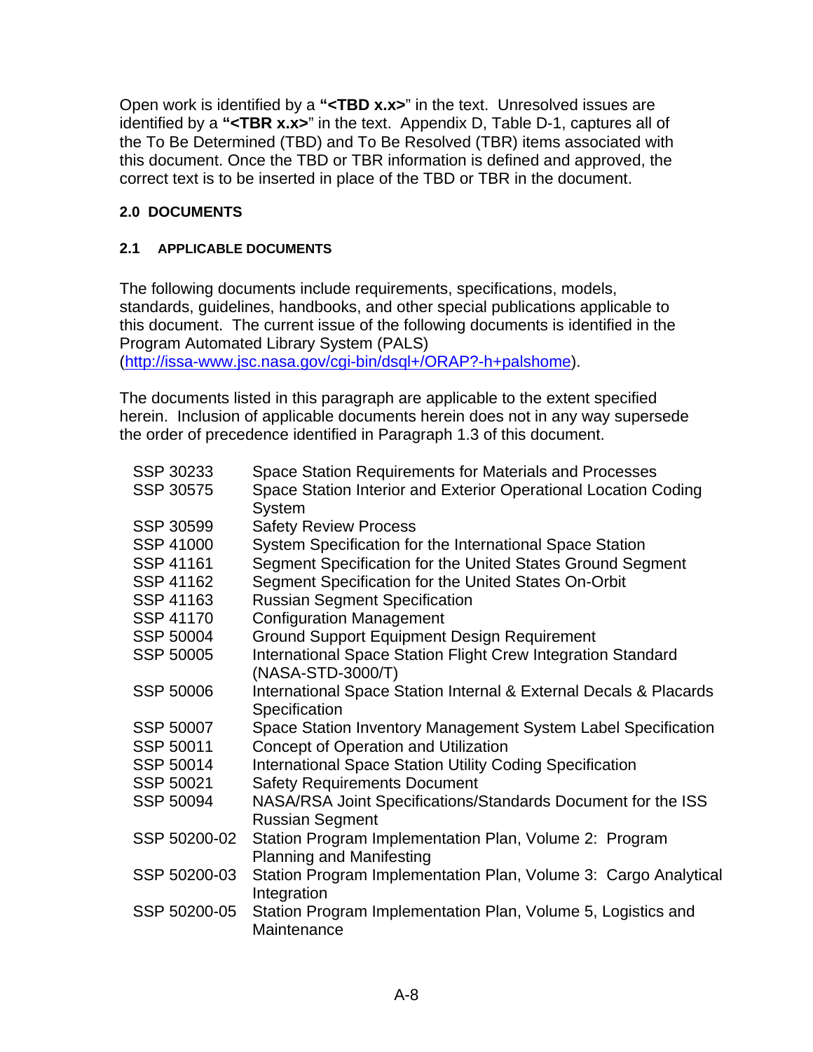Open work is identified by a **"<TBD x.x>**" in the text. Unresolved issues are identified by a **"<TBR x.x>**" in the text. Appendix D, Table D-1, captures all of the To Be Determined (TBD) and To Be Resolved (TBR) items associated with this document. Once the TBD or TBR information is defined and approved, the correct text is to be inserted in place of the TBD or TBR in the document.

## 2.0 DOCUMENTS

### 2.1 APPLICABLE DOCUMENTS

The following documents include requirements, specifications, models, standards, guidelines, handbooks, and other special publications applicable to this document. The current issue of the following documents is identified in the Program Automated Library System (PALS) (http://issa-www.jsc.nasa.gov/cgi-bin/dsql+/ORAP?-h+palshome).

The documents listed in this paragraph are applicable to the extent specified herein. Inclusion of applicable documents herein does not in any way supersede the order of precedence identified in Paragraph 1.3 of this document.

| | |
|---|---|
| SSP 30233 | Space Station Requirements for Materials and Processes |
| SSP 30575 | Space Station Interior and Exterior Operational Location Coding System |
| SSP 30599 | Safety Review Process |
| SSP 41000 | System Specification for the International Space Station |
| SSP 41161 | Segment Specification for the United States Ground Segment |
| SSP 41162 | Segment Specification for the United States On-Orbit |
| SSP 41163 | Russian Segment Specification |
| SSP 41170 | Configuration Management |
| SSP 50004 | Ground Support Equipment Design Requirement |
| SSP 50005 | International Space Station Flight Crew Integration Standard (NASA-STD-3000/T) |
| SSP 50006 | International Space Station Internal & External Decals & Placards Specification |
| SSP 50007 | Space Station Inventory Management System Label Specification |
| SSP 50011 | Concept of Operation and Utilization |
| SSP 50014 | International Space Station Utility Coding Specification |
| SSP 50021 | Safety Requirements Document |
| SSP 50094 | NASA/RSA Joint Specifications/Standards Document for the ISS Russian Segment |
| SSP 50200-02 | Station Program Implementation Plan, Volume 2: Program Planning and Manifesting |
| SSP 50200-03 | Station Program Implementation Plan, Volume 3: Cargo Analytical Integration |
| SSP 50200-05 | Station Program Implementation Plan, Volume 5, Logistics and Maintenance |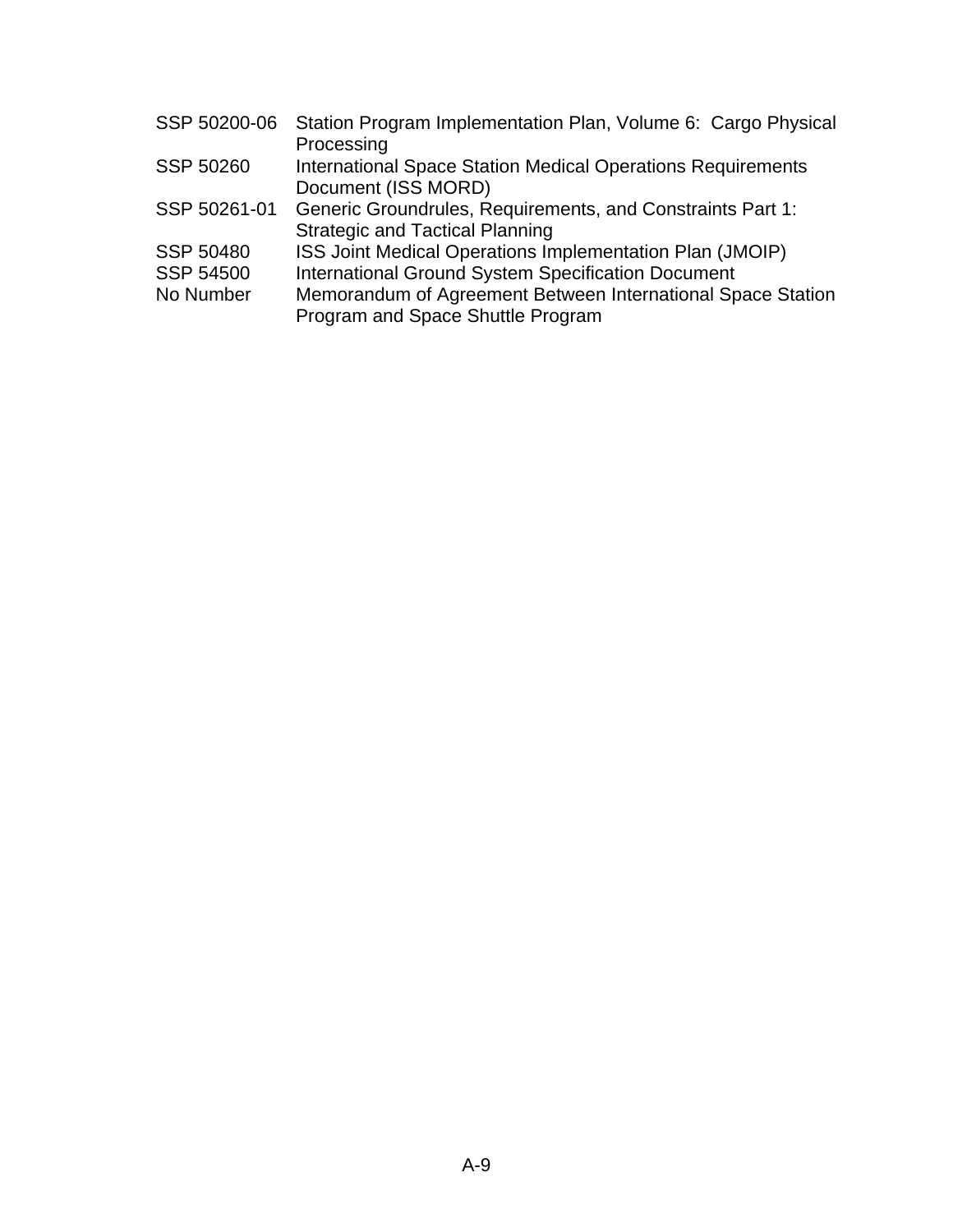| | |
|---|---|
| SSP 50200-06 | Station Program Implementation Plan, Volume 6: Cargo Physical Processing |
| SSP 50260 | International Space Station Medical Operations Requirements Document (ISS MORD) |
| SSP 50261-01 | Generic Groundrules, Requirements, and Constraints Part 1: Strategic and Tactical Planning |
| SSP 50480 | ISS Joint Medical Operations Implementation Plan (JMOIP) |
| SSP 54500 | International Ground System Specification Document |
| No Number | Memorandum of Agreement Between International Space Station Program and Space Shuttle Program |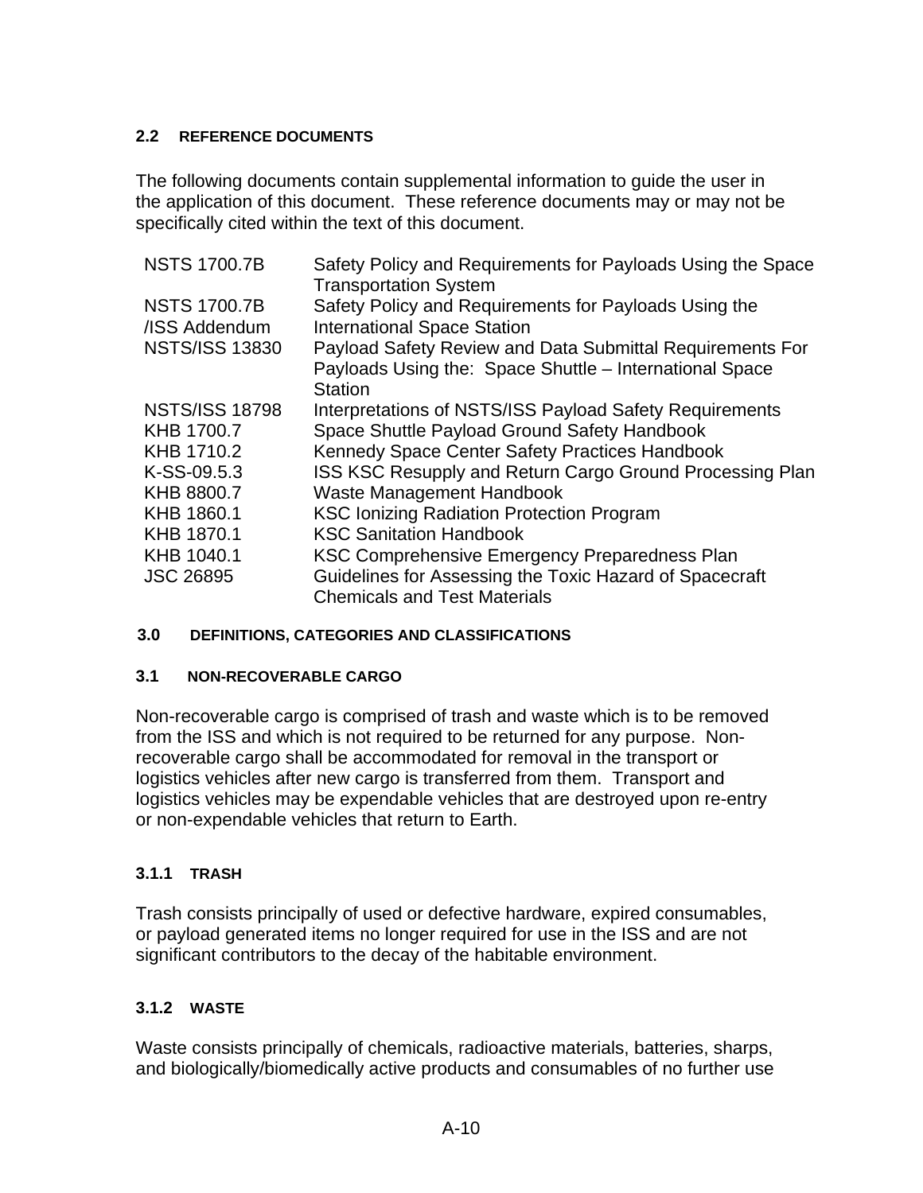### 2.2 REFERENCE DOCUMENTS

The following documents contain supplemental information to guide the user in the application of this document. These reference documents may or may not be specifically cited within the text of this document.

| | |
|---|---|
| NSTS 1700.7B | Safety Policy and Requirements for Payloads Using the Space Transportation System |
| NSTS 1700.7B /ISS Addendum | Safety Policy and Requirements for Payloads Using the International Space Station |
| NSTS/ISS 13830 | Payload Safety Review and Data Submittal Requirements For Payloads Using the: Space Shuttle – International Space Station |
| NSTS/ISS 18798 | Interpretations of NSTS/ISS Payload Safety Requirements |
| KHB 1700.7 | Space Shuttle Payload Ground Safety Handbook |
| KHB 1710.2 | Kennedy Space Center Safety Practices Handbook |
| K-SS-09.5.3 | ISS KSC Resupply and Return Cargo Ground Processing Plan |
| KHB 8800.7 | Waste Management Handbook |
| KHB 1860.1 | KSC Ionizing Radiation Protection Program |
| KHB 1870.1 | KSC Sanitation Handbook |
| KHB 1040.1 | KSC Comprehensive Emergency Preparedness Plan |
| JSC 26895 | Guidelines for Assessing the Toxic Hazard of Spacecraft Chemicals and Test Materials |

## 3.0 DEFINITIONS, CATEGORIES AND CLASSIFICATIONS

### 3.1 NON-RECOVERABLE CARGO

Non-recoverable cargo is comprised of trash and waste which is to be removed from the ISS and which is not required to be returned for any purpose. Non-recoverable cargo shall be accommodated for removal in the transport or logistics vehicles after new cargo is transferred from them. Transport and logistics vehicles may be expendable vehicles that are destroyed upon re-entry or non-expendable vehicles that return to Earth.

#### 3.1.1 TRASH

Trash consists principally of used or defective hardware, expired consumables, or payload generated items no longer required for use in the ISS and are not significant contributors to the decay of the habitable environment.

#### 3.1.2 WASTE

Waste consists principally of chemicals, radioactive materials, batteries, sharps, and biologically/biomedically active products and consumables of no further use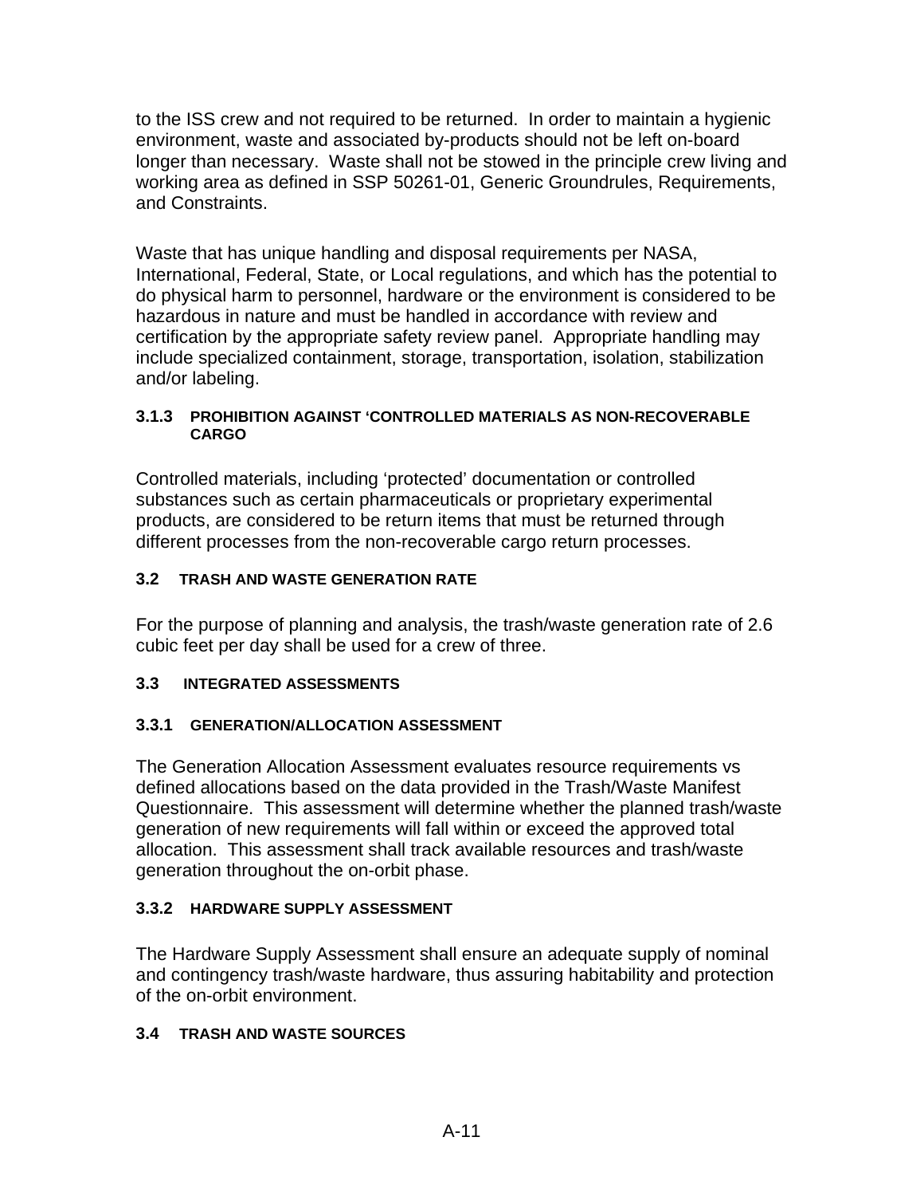to the ISS crew and not required to be returned. In order to maintain a hygienic environment, waste and associated by-products should not be left on-board longer than necessary. Waste shall not be stowed in the principle crew living and working area as defined in SSP 50261-01, Generic Groundrules, Requirements, and Constraints.

Waste that has unique handling and disposal requirements per NASA, International, Federal, State, or Local regulations, and which has the potential to do physical harm to personnel, hardware or the environment is considered to be hazardous in nature and must be handled in accordance with review and certification by the appropriate safety review panel. Appropriate handling may include specialized containment, storage, transportation, isolation, stabilization and/or labeling.

#### 3.1.3 PROHIBITION AGAINST 'CONTROLLED MATERIALS AS NON-RECOVERABLE CARGO

Controlled materials, including 'protected' documentation or controlled substances such as certain pharmaceuticals or proprietary experimental products, are considered to be return items that must be returned through different processes from the non-recoverable cargo return processes.

### 3.2 TRASH AND WASTE GENERATION RATE

For the purpose of planning and analysis, the trash/waste generation rate of 2.6 cubic feet per day shall be used for a crew of three.

### 3.3 INTEGRATED ASSESSMENTS

#### 3.3.1 GENERATION/ALLOCATION ASSESSMENT

The Generation Allocation Assessment evaluates resource requirements vs defined allocations based on the data provided in the Trash/Waste Manifest Questionnaire. This assessment will determine whether the planned trash/waste generation of new requirements will fall within or exceed the approved total allocation. This assessment shall track available resources and trash/waste generation throughout the on-orbit phase.

#### 3.3.2 HARDWARE SUPPLY ASSESSMENT

The Hardware Supply Assessment shall ensure an adequate supply of nominal and contingency trash/waste hardware, thus assuring habitability and protection of the on-orbit environment.

### 3.4 TRASH AND WASTE SOURCES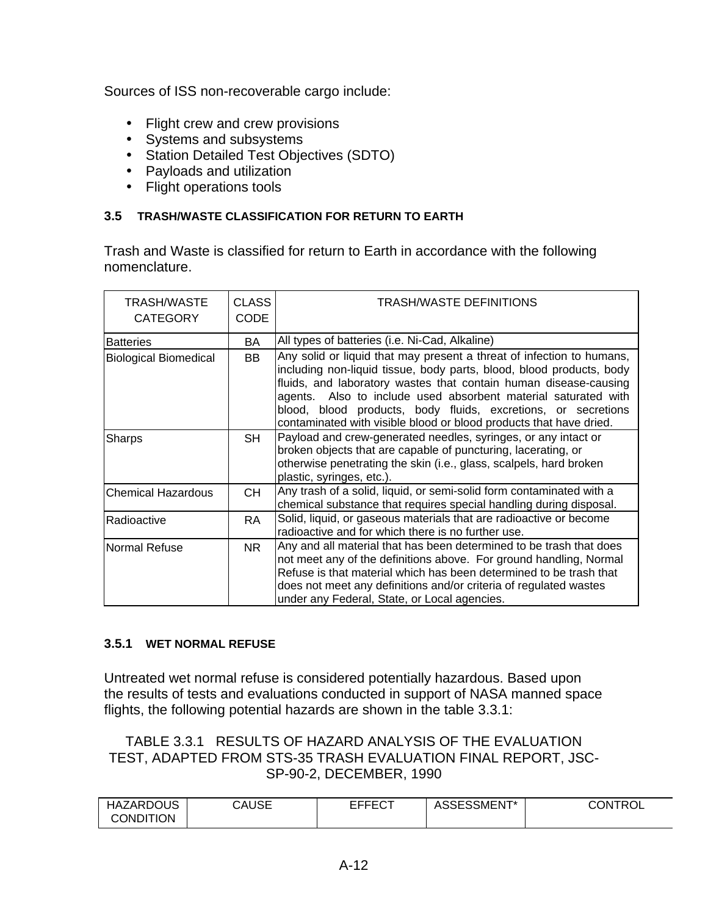Sources of ISS non-recoverable cargo include:

- Flight crew and crew provisions
- Systems and subsystems
- Station Detailed Test Objectives (SDTO)
- Payloads and utilization
- Flight operations tools

### 3.5 TRASH/WASTE CLASSIFICATION FOR RETURN TO EARTH

Trash and Waste is classified for return to Earth in accordance with the following nomenclature.

| TRASH/WASTE CATEGORY | CLASS CODE | TRASH/WASTE DEFINITIONS |
|---|---|---|
| Batteries | BA | All types of batteries (i.e. Ni-Cad, Alkaline) |
| Biological Biomedical | BB | Any solid or liquid that may present a threat of infection to humans, including non-liquid tissue, body parts, blood, blood products, body fluids, and laboratory wastes that contain human disease-causing agents. Also to include used absorbent material saturated with blood, blood products, body fluids, excretions, or secretions contaminated with visible blood or blood products that have dried. |
| Sharps | SH | Payload and crew-generated needles, syringes, or any intact or broken objects that are capable of puncturing, lacerating, or otherwise penetrating the skin (i.e., glass, scalpels, hard broken plastic, syringes, etc.). |
| Chemical Hazardous | CH | Any trash of a solid, liquid, or semi-solid form contaminated with a chemical substance that requires special handling during disposal. |
| Radioactive | RA | Solid, liquid, or gaseous materials that are radioactive or become radioactive and for which there is no further use. |
| Normal Refuse | NR | Any and all material that has been determined to be trash that does not meet any of the definitions above. For ground handling, Normal Refuse is that material which has been determined to be trash that does not meet any definitions and/or criteria of regulated wastes under any Federal, State, or Local agencies. |

#### 3.5.1 WET NORMAL REFUSE

Untreated wet normal refuse is considered potentially hazardous. Based upon the results of tests and evaluations conducted in support of NASA manned space flights, the following potential hazards are shown in the table 3.3.1:

TABLE 3.3.1 RESULTS OF HAZARD ANALYSIS OF THE EVALUATION TEST, ADAPTED FROM STS-35 TRASH EVALUATION FINAL REPORT, JSC-SP-90-2, DECEMBER, 1990

| HAZARDOUS CONDITION | CAUSE | EFFECT | ASSESSMENT* | CONTROL |
|---|---|---|---|---|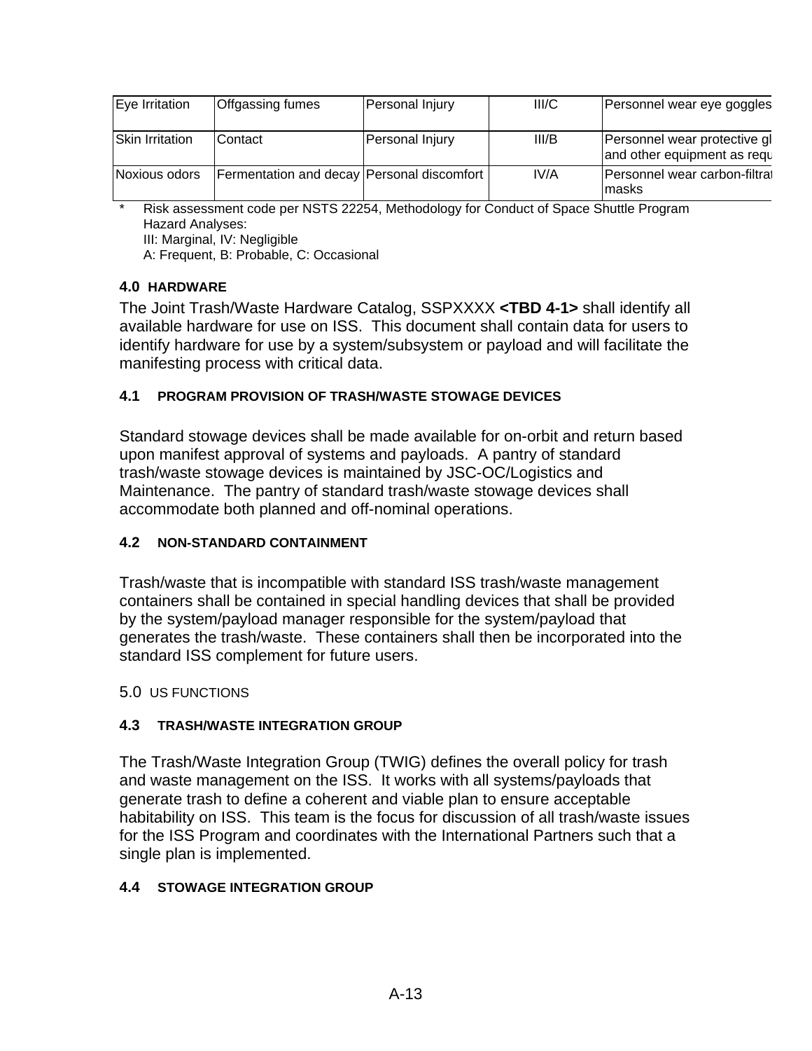| Eye Irritation | Offgassing fumes | Personal Injury | III/C | Personnel wear eye goggles |
|---|---|---|---|---|
| Skin Irritation | Contact | Personal Injury | III/B | Personnel wear protective gl and other equipment as requ |
| Noxious odors | Fermentation and decay | Personal discomfort | IV/A | Personnel wear carbon-filtrat masks |

\* Risk assessment code per NSTS 22254, Methodology for Conduct of Space Shuttle Program Hazard Analyses:
III: Marginal, IV: Negligible
A: Frequent, B: Probable, C: Occasional

## 4.0 HARDWARE

The Joint Trash/Waste Hardware Catalog, SSPXXXX **<TBD 4-1>** shall identify all available hardware for use on ISS. This document shall contain data for users to identify hardware for use by a system/subsystem or payload and will facilitate the manifesting process with critical data.

### 4.1 PROGRAM PROVISION OF TRASH/WASTE STOWAGE DEVICES

Standard stowage devices shall be made available for on-orbit and return based upon manifest approval of systems and payloads. A pantry of standard trash/waste stowage devices is maintained by JSC-OC/Logistics and Maintenance. The pantry of standard trash/waste stowage devices shall accommodate both planned and off-nominal operations.

### 4.2 NON-STANDARD CONTAINMENT

Trash/waste that is incompatible with standard ISS trash/waste management containers shall be contained in special handling devices that shall be provided by the system/payload manager responsible for the system/payload that generates the trash/waste. These containers shall then be incorporated into the standard ISS complement for future users.

## 5.0 US FUNCTIONS

### 4.3 TRASH/WASTE INTEGRATION GROUP

The Trash/Waste Integration Group (TWIG) defines the overall policy for trash and waste management on the ISS. It works with all systems/payloads that generate trash to define a coherent and viable plan to ensure acceptable habitability on ISS. This team is the focus for discussion of all trash/waste issues for the ISS Program and coordinates with the International Partners such that a single plan is implemented.

### 4.4 STOWAGE INTEGRATION GROUP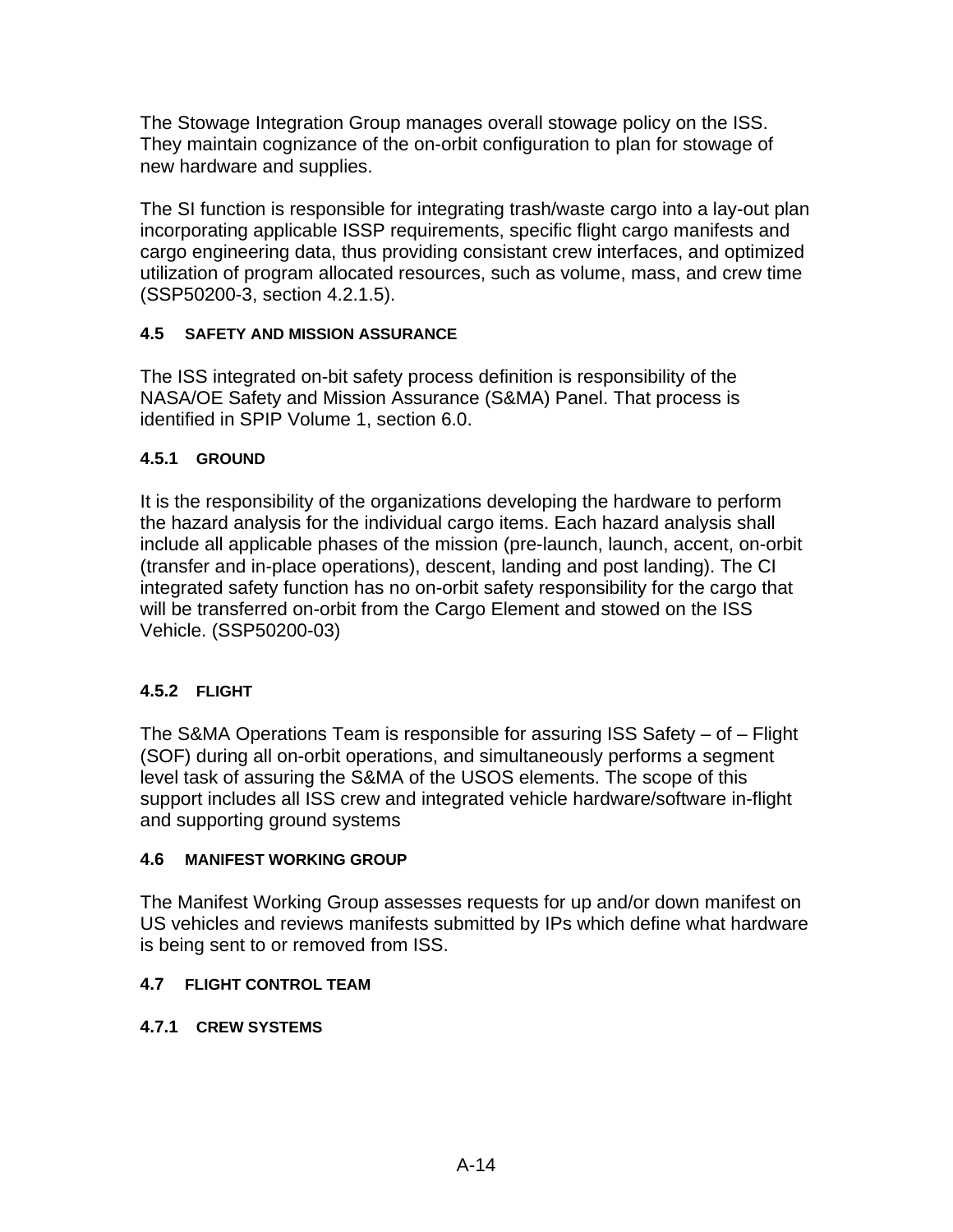The Stowage Integration Group manages overall stowage policy on the ISS. They maintain cognizance of the on-orbit configuration to plan for stowage of new hardware and supplies.

The SI function is responsible for integrating trash/waste cargo into a lay-out plan incorporating applicable ISSP requirements, specific flight cargo manifests and cargo engineering data, thus providing consistant crew interfaces, and optimized utilization of program allocated resources, such as volume, mass, and crew time (SSP50200-3, section 4.2.1.5).

### 4.5 SAFETY AND MISSION ASSURANCE

The ISS integrated on-bit safety process definition is responsibility of the NASA/OE Safety and Mission Assurance (S&MA) Panel. That process is identified in SPIP Volume 1, section 6.0.

#### 4.5.1 GROUND

It is the responsibility of the organizations developing the hardware to perform the hazard analysis for the individual cargo items. Each hazard analysis shall include all applicable phases of the mission (pre-launch, launch, accent, on-orbit (transfer and in-place operations), descent, landing and post landing). The CI integrated safety function has no on-orbit safety responsibility for the cargo that will be transferred on-orbit from the Cargo Element and stowed on the ISS Vehicle. (SSP50200-03)

#### 4.5.2 FLIGHT

The S&MA Operations Team is responsible for assuring ISS Safety – of – Flight (SOF) during all on-orbit operations, and simultaneously performs a segment level task of assuring the S&MA of the USOS elements. The scope of this support includes all ISS crew and integrated vehicle hardware/software in-flight and supporting ground systems

### 4.6 MANIFEST WORKING GROUP

The Manifest Working Group assesses requests for up and/or down manifest on US vehicles and reviews manifests submitted by IPs which define what hardware is being sent to or removed from ISS.

### 4.7 FLIGHT CONTROL TEAM

#### 4.7.1 CREW SYSTEMS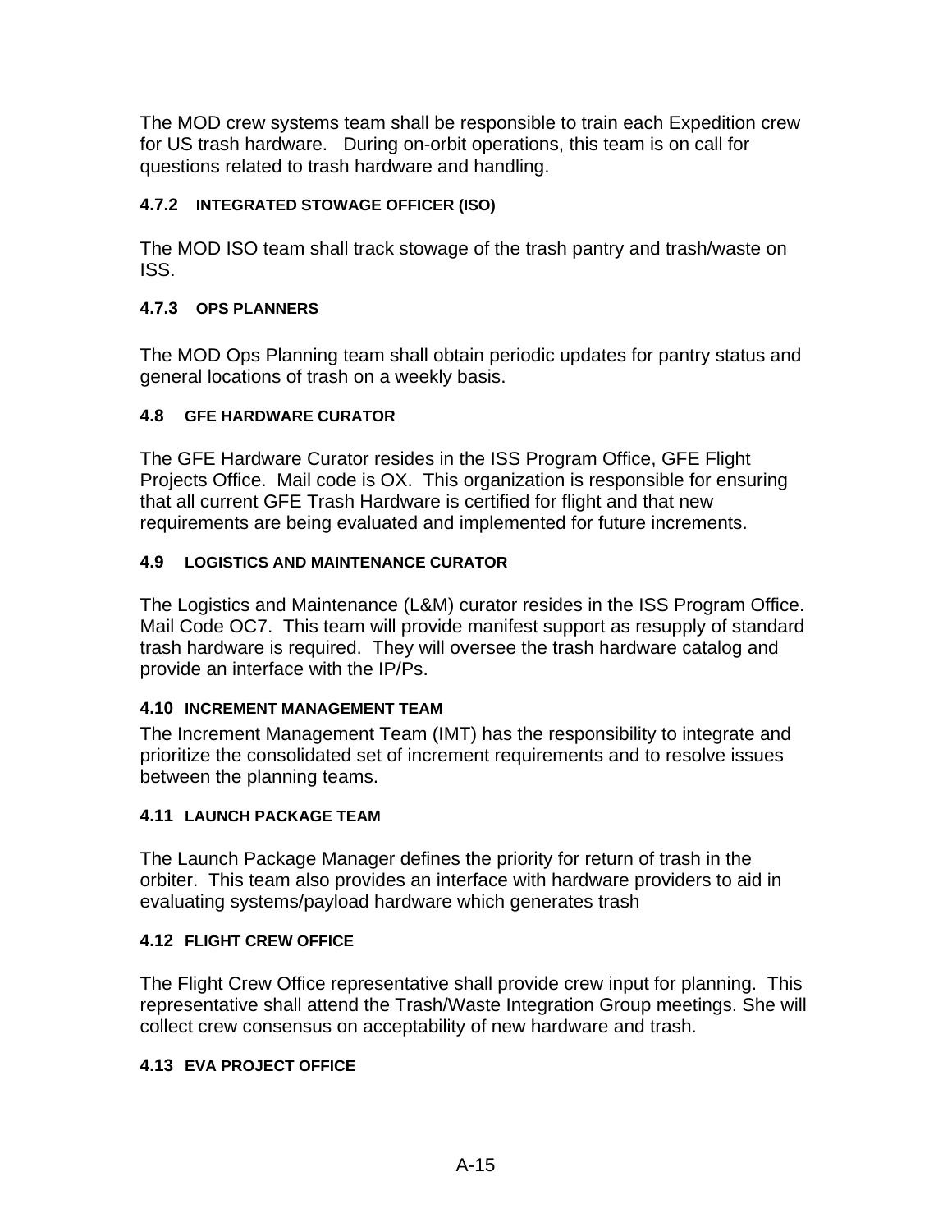The MOD crew systems team shall be responsible to train each Expedition crew for US trash hardware. During on-orbit operations, this team is on call for questions related to trash hardware and handling.

#### 4.7.2 INTEGRATED STOWAGE OFFICER (ISO)

The MOD ISO team shall track stowage of the trash pantry and trash/waste on ISS.

#### 4.7.3 OPS PLANNERS

The MOD Ops Planning team shall obtain periodic updates for pantry status and general locations of trash on a weekly basis.

### 4.8 GFE HARDWARE CURATOR

The GFE Hardware Curator resides in the ISS Program Office, GFE Flight Projects Office. Mail code is OX. This organization is responsible for ensuring that all current GFE Trash Hardware is certified for flight and that new requirements are being evaluated and implemented for future increments.

### 4.9 LOGISTICS AND MAINTENANCE CURATOR

The Logistics and Maintenance (L&M) curator resides in the ISS Program Office. Mail Code OC7. This team will provide manifest support as resupply of standard trash hardware is required. They will oversee the trash hardware catalog and provide an interface with the IP/Ps.

### 4.10 INCREMENT MANAGEMENT TEAM

The Increment Management Team (IMT) has the responsibility to integrate and prioritize the consolidated set of increment requirements and to resolve issues between the planning teams.

### 4.11 LAUNCH PACKAGE TEAM

The Launch Package Manager defines the priority for return of trash in the orbiter. This team also provides an interface with hardware providers to aid in evaluating systems/payload hardware which generates trash

### 4.12 FLIGHT CREW OFFICE

The Flight Crew Office representative shall provide crew input for planning. This representative shall attend the Trash/Waste Integration Group meetings. She will collect crew consensus on acceptability of new hardware and trash.

### 4.13 EVA PROJECT OFFICE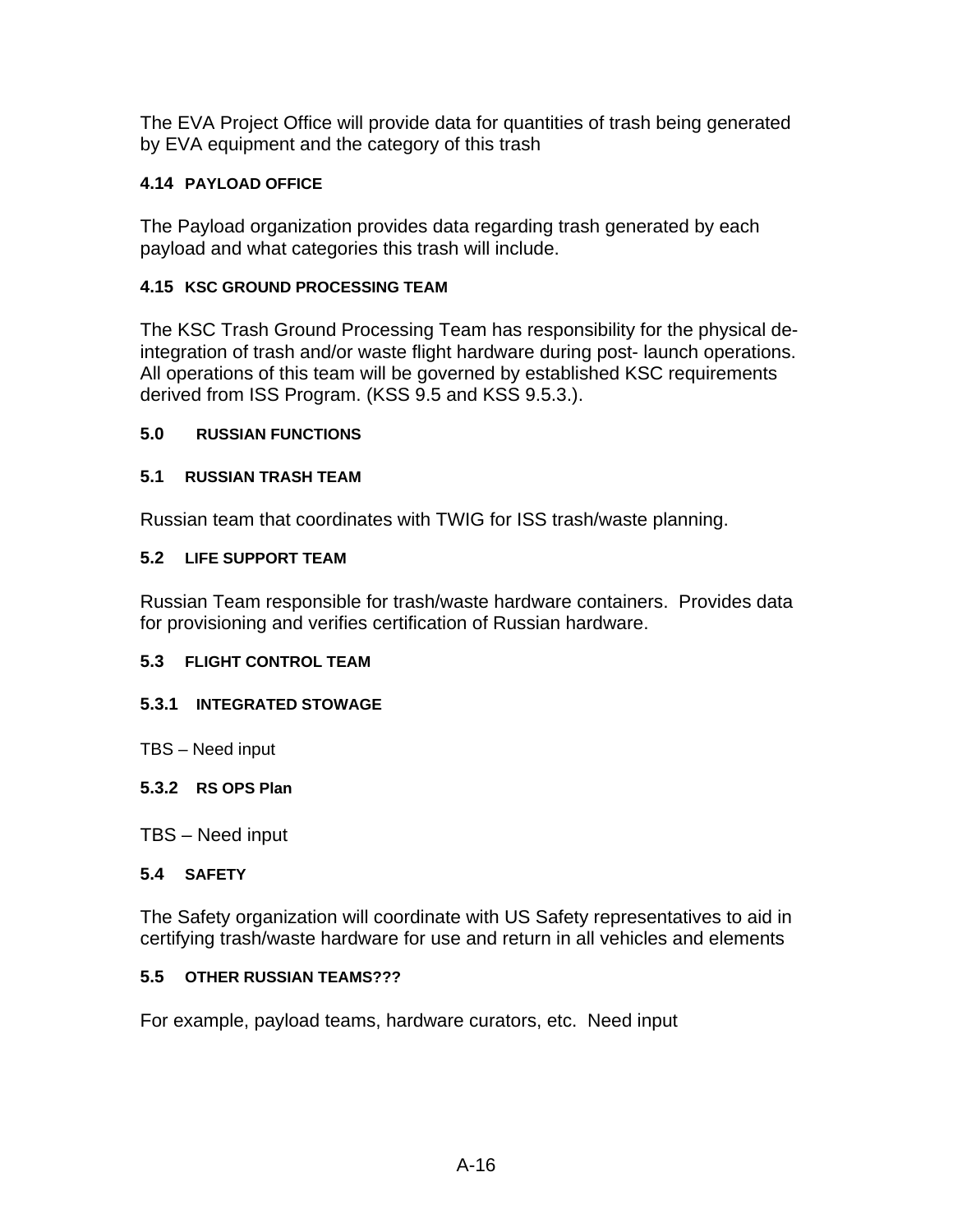The EVA Project Office will provide data for quantities of trash being generated by EVA equipment and the category of this trash

### 4.14 PAYLOAD OFFICE

The Payload organization provides data regarding trash generated by each payload and what categories this trash will include.

### 4.15 KSC GROUND PROCESSING TEAM

The KSC Trash Ground Processing Team has responsibility for the physical de-integration of trash and/or waste flight hardware during post- launch operations. All operations of this team will be governed by established KSC requirements derived from ISS Program. (KSS 9.5 and KSS 9.5.3.).

## 5.0 RUSSIAN FUNCTIONS

### 5.1 RUSSIAN TRASH TEAM

Russian team that coordinates with TWIG for ISS trash/waste planning.

### 5.2 LIFE SUPPORT TEAM

Russian Team responsible for trash/waste hardware containers. Provides data for provisioning and verifies certification of Russian hardware.

### 5.3 FLIGHT CONTROL TEAM

#### 5.3.1 INTEGRATED STOWAGE

TBS – Need input

#### 5.3.2 RS OPS Plan

TBS – Need input

### 5.4 SAFETY

The Safety organization will coordinate with US Safety representatives to aid in certifying trash/waste hardware for use and return in all vehicles and elements

### 5.5 OTHER RUSSIAN TEAMS???

For example, payload teams, hardware curators, etc. Need input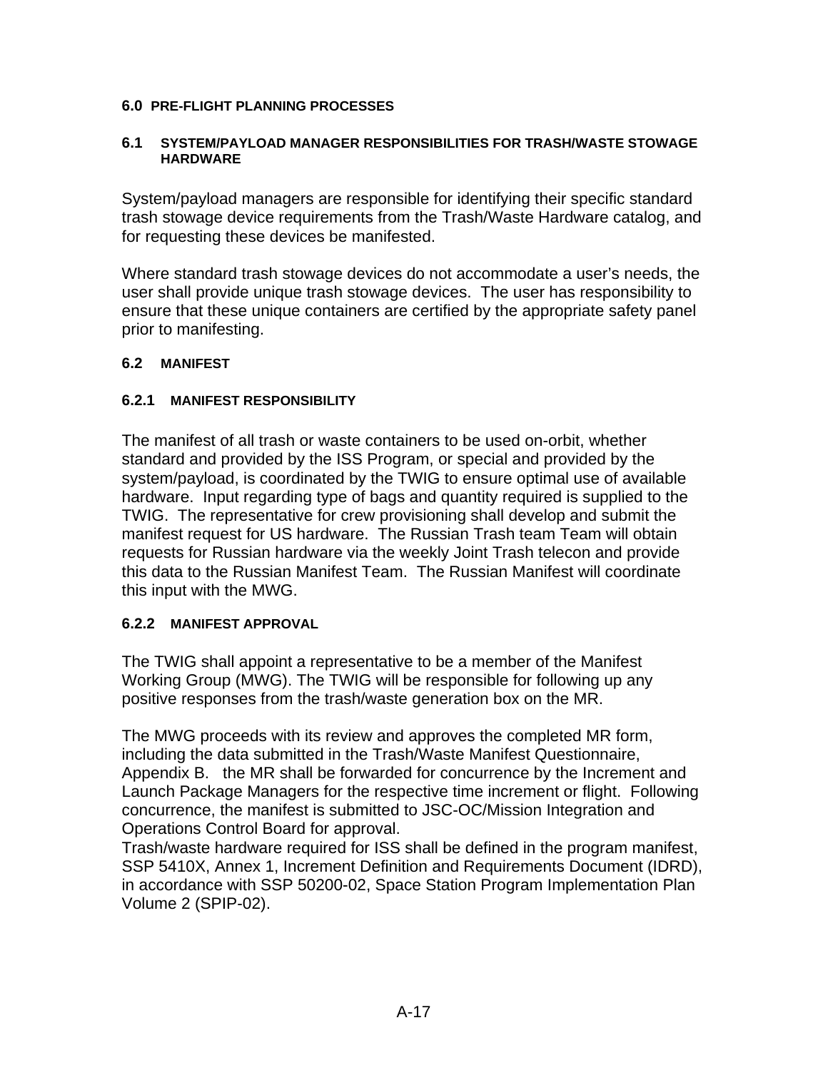# 6.0 PRE-FLIGHT PLANNING PROCESSES

## 6.1 SYSTEM/PAYLOAD MANAGER RESPONSIBILITIES FOR TRASH/WASTE STOWAGE HARDWARE

System/payload managers are responsible for identifying their specific standard trash stowage device requirements from the Trash/Waste Hardware catalog, and for requesting these devices be manifested.

Where standard trash stowage devices do not accommodate a user's needs, the user shall provide unique trash stowage devices. The user has responsibility to ensure that these unique containers are certified by the appropriate safety panel prior to manifesting.

## 6.2 MANIFEST

### 6.2.1 MANIFEST RESPONSIBILITY

The manifest of all trash or waste containers to be used on-orbit, whether standard and provided by the ISS Program, or special and provided by the system/payload, is coordinated by the TWIG to ensure optimal use of available hardware. Input regarding type of bags and quantity required is supplied to the TWIG. The representative for crew provisioning shall develop and submit the manifest request for US hardware. The Russian Trash team Team will obtain requests for Russian hardware via the weekly Joint Trash telecon and provide this data to the Russian Manifest Team. The Russian Manifest will coordinate this input with the MWG.

### 6.2.2 MANIFEST APPROVAL

The TWIG shall appoint a representative to be a member of the Manifest Working Group (MWG). The TWIG will be responsible for following up any positive responses from the trash/waste generation box on the MR.

The MWG proceeds with its review and approves the completed MR form, including the data submitted in the Trash/Waste Manifest Questionnaire, Appendix B. the MR shall be forwarded for concurrence by the Increment and Launch Package Managers for the respective time increment or flight. Following concurrence, the manifest is submitted to JSC-OC/Mission Integration and Operations Control Board for approval.

Trash/waste hardware required for ISS shall be defined in the program manifest, SSP 5410X, Annex 1, Increment Definition and Requirements Document (IDRD), in accordance with SSP 50200-02, Space Station Program Implementation Plan Volume 2 (SPIP-02).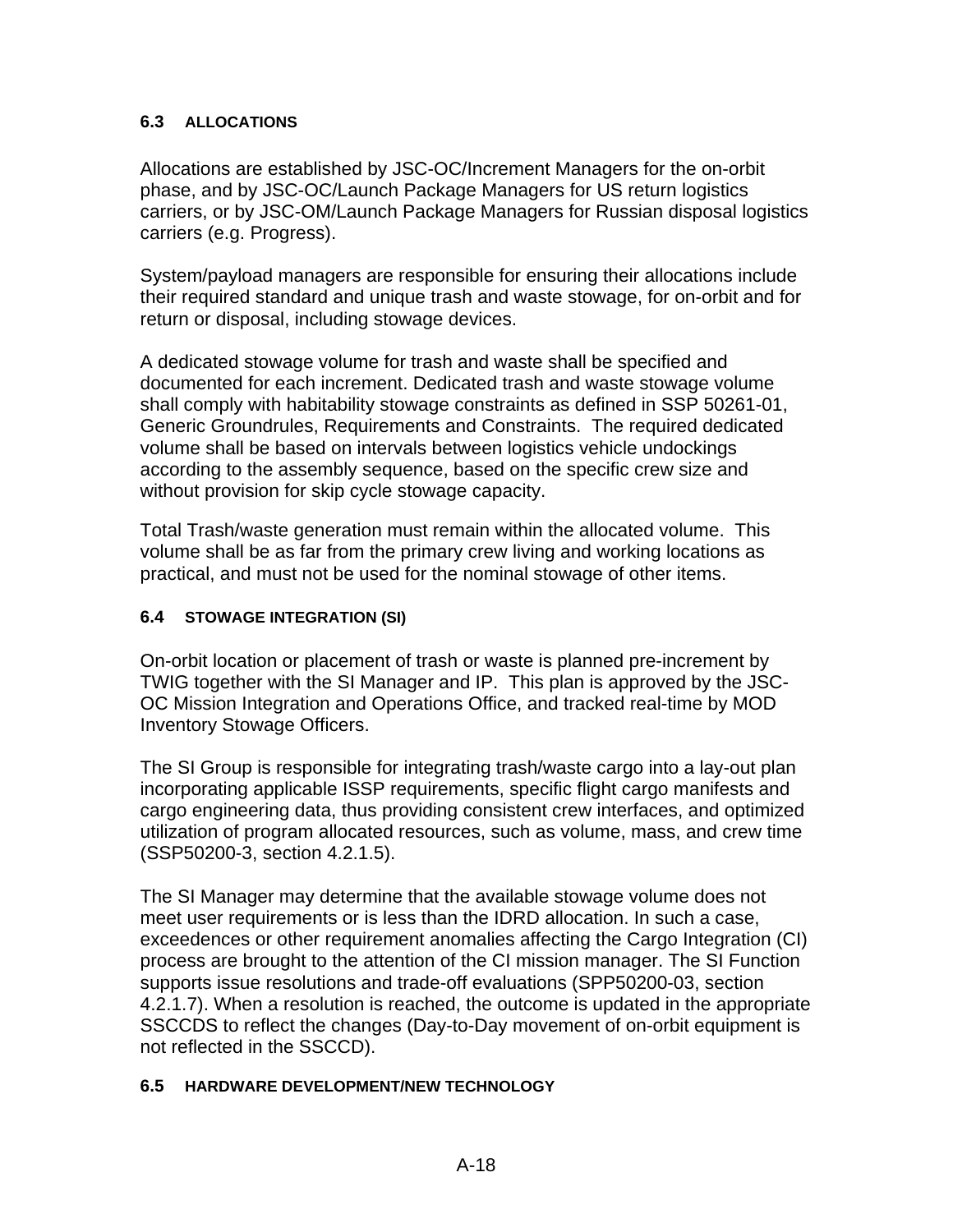### 6.3 ALLOCATIONS

Allocations are established by JSC-OC/Increment Managers for the on-orbit phase, and by JSC-OC/Launch Package Managers for US return logistics carriers, or by JSC-OM/Launch Package Managers for Russian disposal logistics carriers (e.g. Progress).

System/payload managers are responsible for ensuring their allocations include their required standard and unique trash and waste stowage, for on-orbit and for return or disposal, including stowage devices.

A dedicated stowage volume for trash and waste shall be specified and documented for each increment. Dedicated trash and waste stowage volume shall comply with habitability stowage constraints as defined in SSP 50261-01, Generic Groundrules, Requirements and Constraints. The required dedicated volume shall be based on intervals between logistics vehicle undockings according to the assembly sequence, based on the specific crew size and without provision for skip cycle stowage capacity.

Total Trash/waste generation must remain within the allocated volume. This volume shall be as far from the primary crew living and working locations as practical, and must not be used for the nominal stowage of other items.

### 6.4 STOWAGE INTEGRATION (SI)

On-orbit location or placement of trash or waste is planned pre-increment by TWIG together with the SI Manager and IP. This plan is approved by the JSC-OC Mission Integration and Operations Office, and tracked real-time by MOD Inventory Stowage Officers.

The SI Group is responsible for integrating trash/waste cargo into a lay-out plan incorporating applicable ISSP requirements, specific flight cargo manifests and cargo engineering data, thus providing consistent crew interfaces, and optimized utilization of program allocated resources, such as volume, mass, and crew time (SSP50200-3, section 4.2.1.5).

The SI Manager may determine that the available stowage volume does not meet user requirements or is less than the IDRD allocation. In such a case, exceedences or other requirement anomalies affecting the Cargo Integration (CI) process are brought to the attention of the CI mission manager. The SI Function supports issue resolutions and trade-off evaluations (SPP50200-03, section 4.2.1.7). When a resolution is reached, the outcome is updated in the appropriate SSCCDS to reflect the changes (Day-to-Day movement of on-orbit equipment is not reflected in the SSCCD).

### 6.5 HARDWARE DEVELOPMENT/NEW TECHNOLOGY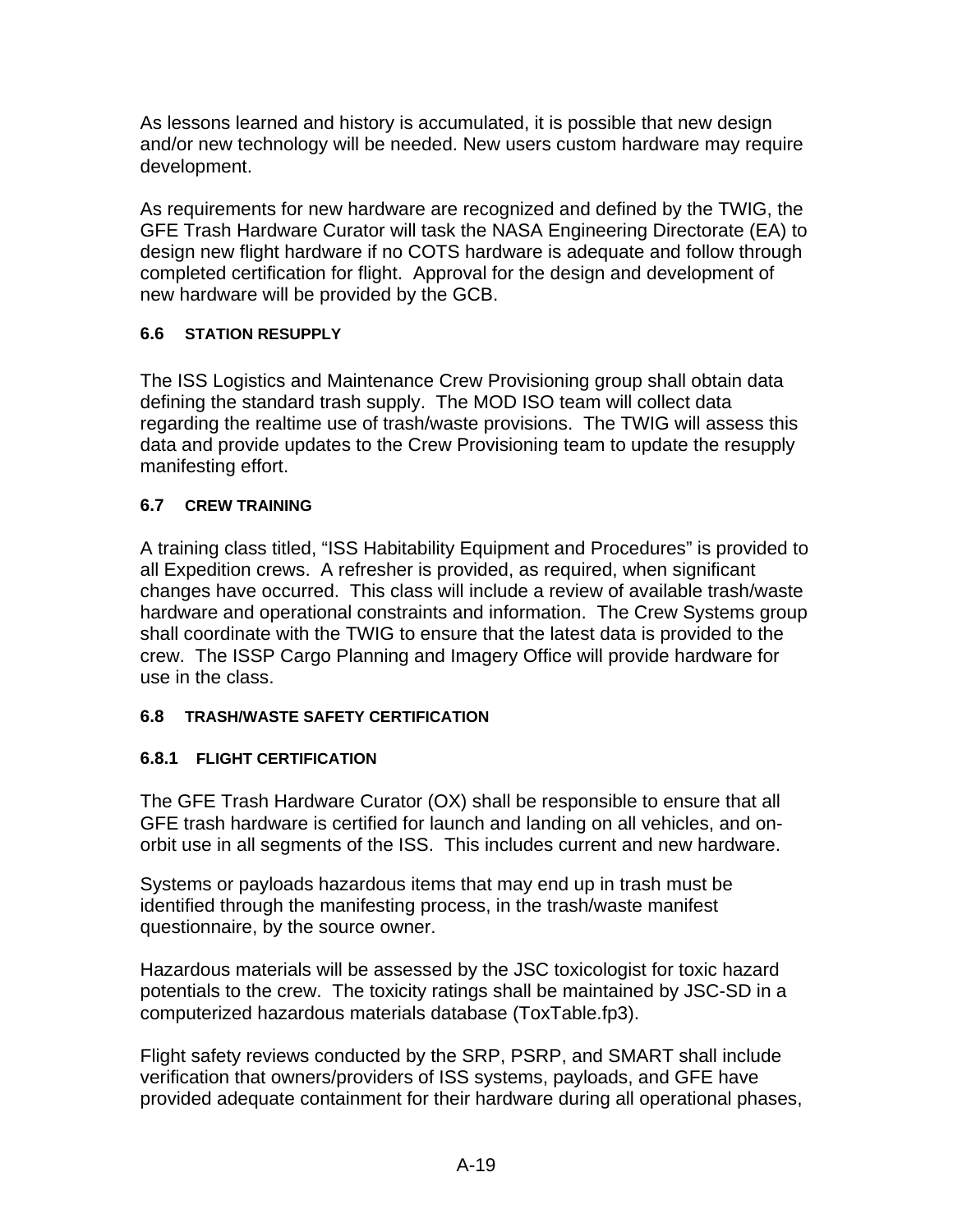As lessons learned and history is accumulated, it is possible that new design and/or new technology will be needed. New users custom hardware may require development.

As requirements for new hardware are recognized and defined by the TWIG, the GFE Trash Hardware Curator will task the NASA Engineering Directorate (EA) to design new flight hardware if no COTS hardware is adequate and follow through completed certification for flight. Approval for the design and development of new hardware will be provided by the GCB.

### 6.6 STATION RESUPPLY

The ISS Logistics and Maintenance Crew Provisioning group shall obtain data defining the standard trash supply. The MOD ISO team will collect data regarding the realtime use of trash/waste provisions. The TWIG will assess this data and provide updates to the Crew Provisioning team to update the resupply manifesting effort.

### 6.7 CREW TRAINING

A training class titled, "ISS Habitability Equipment and Procedures" is provided to all Expedition crews. A refresher is provided, as required, when significant changes have occurred. This class will include a review of available trash/waste hardware and operational constraints and information. The Crew Systems group shall coordinate with the TWIG to ensure that the latest data is provided to the crew. The ISSP Cargo Planning and Imagery Office will provide hardware for use in the class.

### 6.8 TRASH/WASTE SAFETY CERTIFICATION

#### 6.8.1 FLIGHT CERTIFICATION

The GFE Trash Hardware Curator (OX) shall be responsible to ensure that all GFE trash hardware is certified for launch and landing on all vehicles, and on-orbit use in all segments of the ISS. This includes current and new hardware.

Systems or payloads hazardous items that may end up in trash must be identified through the manifesting process, in the trash/waste manifest questionnaire, by the source owner.

Hazardous materials will be assessed by the JSC toxicologist for toxic hazard potentials to the crew. The toxicity ratings shall be maintained by JSC-SD in a computerized hazardous materials database (ToxTable.fp3).

Flight safety reviews conducted by the SRP, PSRP, and SMART shall include verification that owners/providers of ISS systems, payloads, and GFE have provided adequate containment for their hardware during all operational phases,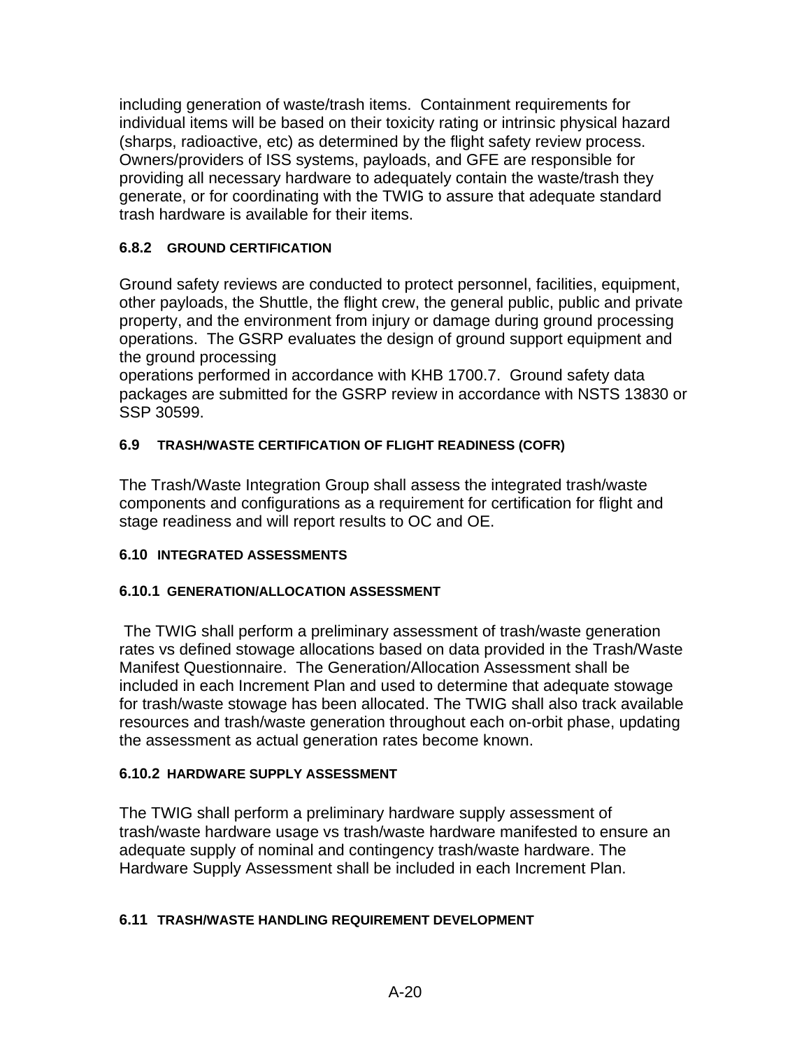including generation of waste/trash items. Containment requirements for individual items will be based on their toxicity rating or intrinsic physical hazard (sharps, radioactive, etc) as determined by the flight safety review process. Owners/providers of ISS systems, payloads, and GFE are responsible for providing all necessary hardware to adequately contain the waste/trash they generate, or for coordinating with the TWIG to assure that adequate standard trash hardware is available for their items.

### 6.8.2 GROUND CERTIFICATION

Ground safety reviews are conducted to protect personnel, facilities, equipment, other payloads, the Shuttle, the flight crew, the general public, public and private property, and the environment from injury or damage during ground processing operations. The GSRP evaluates the design of ground support equipment and the ground processing operations performed in accordance with KHB 1700.7. Ground safety data packages are submitted for the GSRP review in accordance with NSTS 13830 or SSP 30599.

## 6.9 TRASH/WASTE CERTIFICATION OF FLIGHT READINESS (COFR)

The Trash/Waste Integration Group shall assess the integrated trash/waste components and configurations as a requirement for certification for flight and stage readiness and will report results to OC and OE.

## 6.10 INTEGRATED ASSESSMENTS

### 6.10.1 GENERATION/ALLOCATION ASSESSMENT

The TWIG shall perform a preliminary assessment of trash/waste generation rates vs defined stowage allocations based on data provided in the Trash/Waste Manifest Questionnaire. The Generation/Allocation Assessment shall be included in each Increment Plan and used to determine that adequate stowage for trash/waste stowage has been allocated. The TWIG shall also track available resources and trash/waste generation throughout each on-orbit phase, updating the assessment as actual generation rates become known.

### 6.10.2 HARDWARE SUPPLY ASSESSMENT

The TWIG shall perform a preliminary hardware supply assessment of trash/waste hardware usage vs trash/waste hardware manifested to ensure an adequate supply of nominal and contingency trash/waste hardware. The Hardware Supply Assessment shall be included in each Increment Plan.

## 6.11 TRASH/WASTE HANDLING REQUIREMENT DEVELOPMENT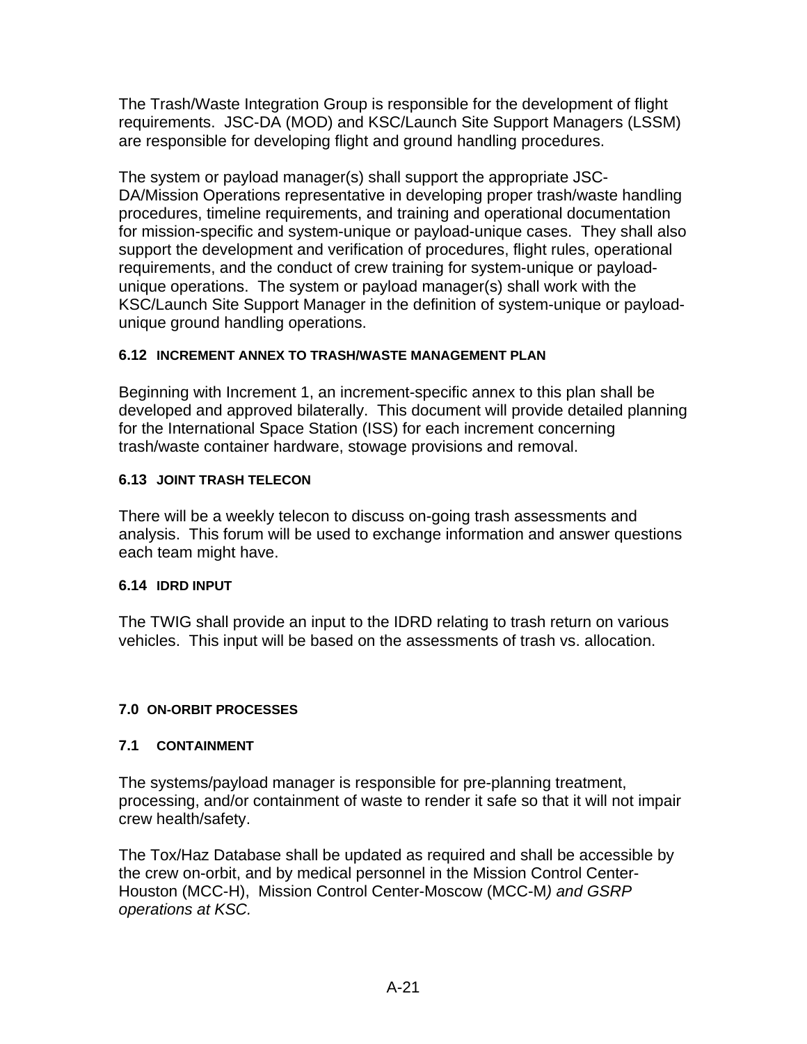The Trash/Waste Integration Group is responsible for the development of flight requirements. JSC-DA (MOD) and KSC/Launch Site Support Managers (LSSM) are responsible for developing flight and ground handling procedures.

The system or payload manager(s) shall support the appropriate JSC-DA/Mission Operations representative in developing proper trash/waste handling procedures, timeline requirements, and training and operational documentation for mission-specific and system-unique or payload-unique cases. They shall also support the development and verification of procedures, flight rules, operational requirements, and the conduct of crew training for system-unique or payload-unique operations. The system or payload manager(s) shall work with the KSC/Launch Site Support Manager in the definition of system-unique or payload-unique ground handling operations.

### 6.12 INCREMENT ANNEX TO TRASH/WASTE MANAGEMENT PLAN

Beginning with Increment 1, an increment-specific annex to this plan shall be developed and approved bilaterally. This document will provide detailed planning for the International Space Station (ISS) for each increment concerning trash/waste container hardware, stowage provisions and removal.

### 6.13 JOINT TRASH TELECON

There will be a weekly telecon to discuss on-going trash assessments and analysis. This forum will be used to exchange information and answer questions each team might have.

### 6.14 IDRD INPUT

The TWIG shall provide an input to the IDRD relating to trash return on various vehicles. This input will be based on the assessments of trash vs. allocation.

## 7.0 ON-ORBIT PROCESSES

### 7.1 CONTAINMENT

The systems/payload manager is responsible for pre-planning treatment, processing, and/or containment of waste to render it safe so that it will not impair crew health/safety.

The Tox/Haz Database shall be updated as required and shall be accessible by the crew on-orbit, and by medical personnel in the Mission Control Center-Houston (MCC-H), Mission Control Center-Moscow (MCC-M*) and GSRP operations at KSC.*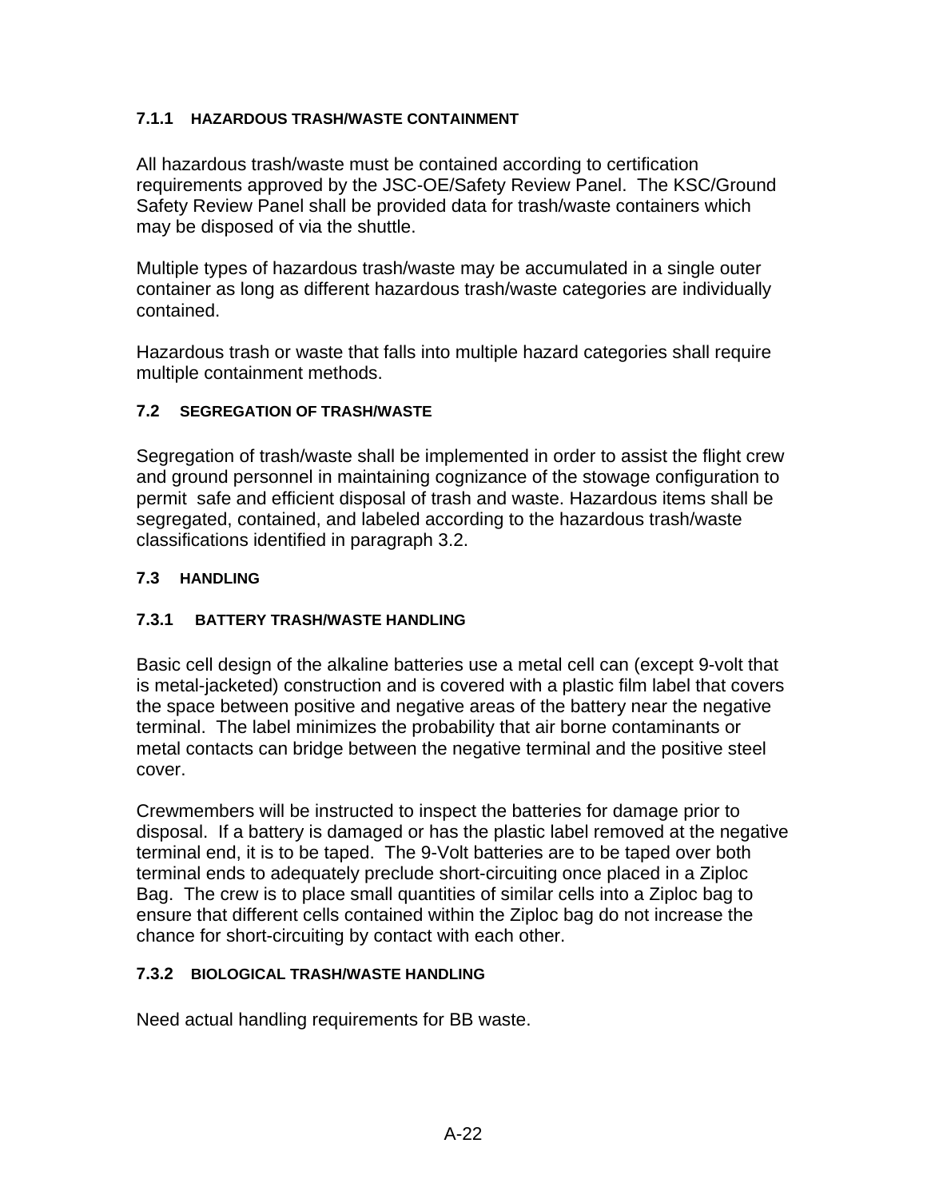#### 7.1.1 HAZARDOUS TRASH/WASTE CONTAINMENT

All hazardous trash/waste must be contained according to certification requirements approved by the JSC-OE/Safety Review Panel. The KSC/Ground Safety Review Panel shall be provided data for trash/waste containers which may be disposed of via the shuttle.

Multiple types of hazardous trash/waste may be accumulated in a single outer container as long as different hazardous trash/waste categories are individually contained.

Hazardous trash or waste that falls into multiple hazard categories shall require multiple containment methods.

### 7.2 SEGREGATION OF TRASH/WASTE

Segregation of trash/waste shall be implemented in order to assist the flight crew and ground personnel in maintaining cognizance of the stowage configuration to permit safe and efficient disposal of trash and waste. Hazardous items shall be segregated, contained, and labeled according to the hazardous trash/waste classifications identified in paragraph 3.2.

### 7.3 HANDLING

#### 7.3.1 BATTERY TRASH/WASTE HANDLING

Basic cell design of the alkaline batteries use a metal cell can (except 9-volt that is metal-jacketed) construction and is covered with a plastic film label that covers the space between positive and negative areas of the battery near the negative terminal. The label minimizes the probability that air borne contaminants or metal contacts can bridge between the negative terminal and the positive steel cover.

Crewmembers will be instructed to inspect the batteries for damage prior to disposal. If a battery is damaged or has the plastic label removed at the negative terminal end, it is to be taped. The 9-Volt batteries are to be taped over both terminal ends to adequately preclude short-circuiting once placed in a Ziploc Bag. The crew is to place small quantities of similar cells into a Ziploc bag to ensure that different cells contained within the Ziploc bag do not increase the chance for short-circuiting by contact with each other.

#### 7.3.2 BIOLOGICAL TRASH/WASTE HANDLING

Need actual handling requirements for BB waste.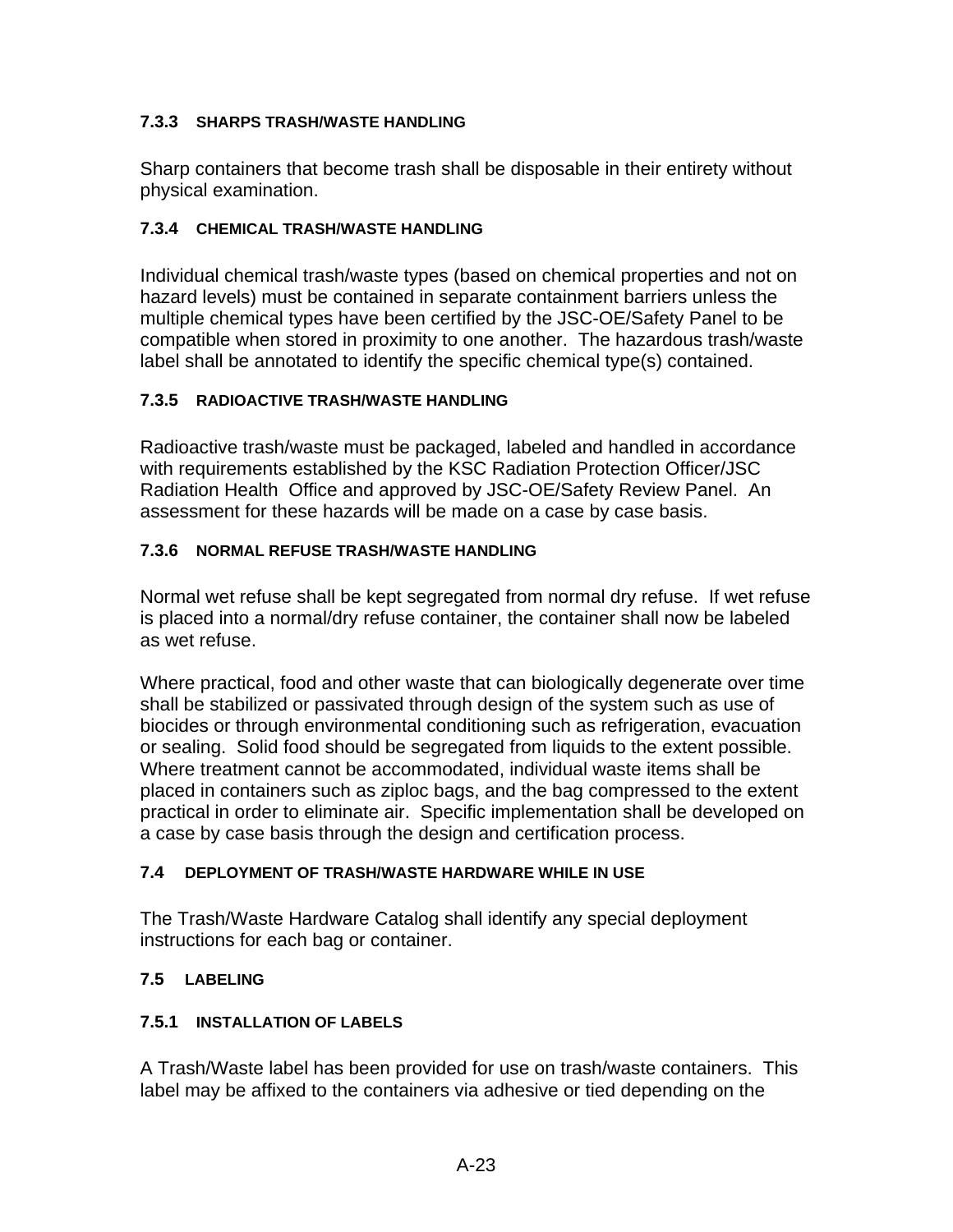#### 7.3.3 SHARPS TRASH/WASTE HANDLING

Sharp containers that become trash shall be disposable in their entirety without physical examination.

#### 7.3.4 CHEMICAL TRASH/WASTE HANDLING

Individual chemical trash/waste types (based on chemical properties and not on hazard levels) must be contained in separate containment barriers unless the multiple chemical types have been certified by the JSC-OE/Safety Panel to be compatible when stored in proximity to one another. The hazardous trash/waste label shall be annotated to identify the specific chemical type(s) contained.

#### 7.3.5 RADIOACTIVE TRASH/WASTE HANDLING

Radioactive trash/waste must be packaged, labeled and handled in accordance with requirements established by the KSC Radiation Protection Officer/JSC Radiation Health Office and approved by JSC-OE/Safety Review Panel. An assessment for these hazards will be made on a case by case basis.

#### 7.3.6 NORMAL REFUSE TRASH/WASTE HANDLING

Normal wet refuse shall be kept segregated from normal dry refuse. If wet refuse is placed into a normal/dry refuse container, the container shall now be labeled as wet refuse.

Where practical, food and other waste that can biologically degenerate over time shall be stabilized or passivated through design of the system such as use of biocides or through environmental conditioning such as refrigeration, evacuation or sealing. Solid food should be segregated from liquids to the extent possible. Where treatment cannot be accommodated, individual waste items shall be placed in containers such as ziploc bags, and the bag compressed to the extent practical in order to eliminate air. Specific implementation shall be developed on a case by case basis through the design and certification process.

### 7.4 DEPLOYMENT OF TRASH/WASTE HARDWARE WHILE IN USE

The Trash/Waste Hardware Catalog shall identify any special deployment instructions for each bag or container.

### 7.5 LABELING

#### 7.5.1 INSTALLATION OF LABELS

A Trash/Waste label has been provided for use on trash/waste containers. This label may be affixed to the containers via adhesive or tied depending on the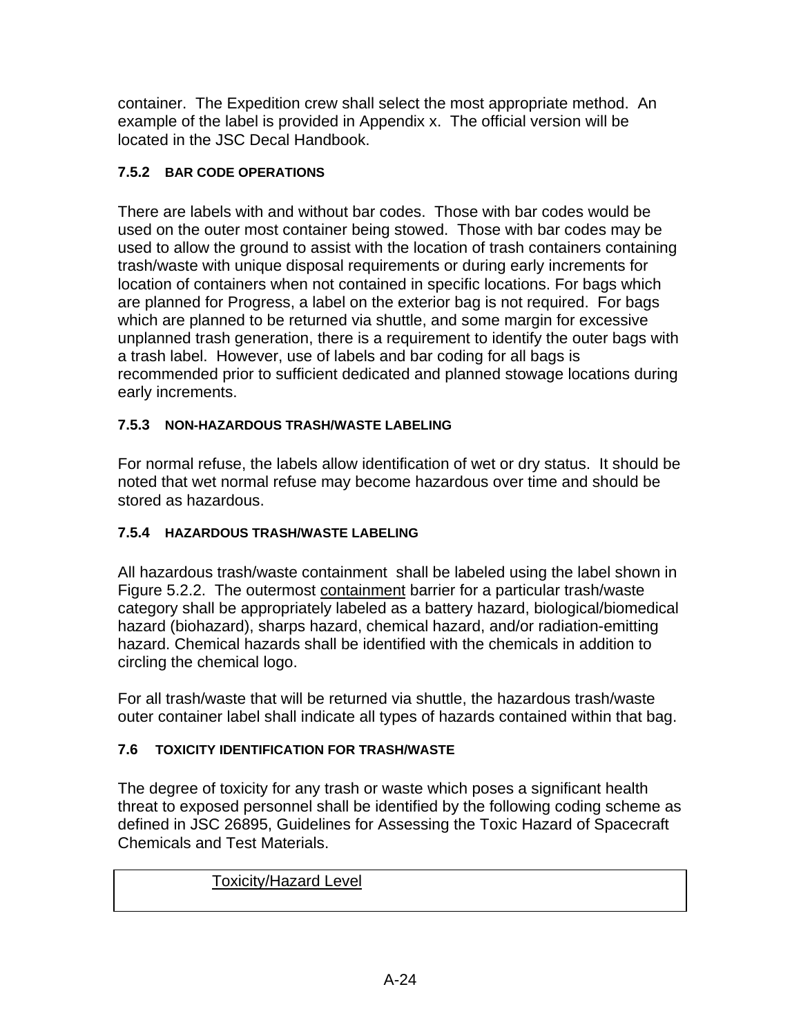container. The Expedition crew shall select the most appropriate method. An example of the label is provided in Appendix x. The official version will be located in the JSC Decal Handbook.

#### 7.5.2 BAR CODE OPERATIONS

There are labels with and without bar codes. Those with bar codes would be used on the outer most container being stowed. Those with bar codes may be used to allow the ground to assist with the location of trash containers containing trash/waste with unique disposal requirements or during early increments for location of containers when not contained in specific locations. For bags which are planned for Progress, a label on the exterior bag is not required. For bags which are planned to be returned via shuttle, and some margin for excessive unplanned trash generation, there is a requirement to identify the outer bags with a trash label. However, use of labels and bar coding for all bags is recommended prior to sufficient dedicated and planned stowage locations during early increments.

#### 7.5.3 NON-HAZARDOUS TRASH/WASTE LABELING

For normal refuse, the labels allow identification of wet or dry status. It should be noted that wet normal refuse may become hazardous over time and should be stored as hazardous.

#### 7.5.4 HAZARDOUS TRASH/WASTE LABELING

All hazardous trash/waste containment shall be labeled using the label shown in Figure 5.2.2. The outermost containment barrier for a particular trash/waste category shall be appropriately labeled as a battery hazard, biological/biomedical hazard (biohazard), sharps hazard, chemical hazard, and/or radiation-emitting hazard. Chemical hazards shall be identified with the chemicals in addition to circling the chemical logo.

For all trash/waste that will be returned via shuttle, the hazardous trash/waste outer container label shall indicate all types of hazards contained within that bag.

### 7.6 TOXICITY IDENTIFICATION FOR TRASH/WASTE

The degree of toxicity for any trash or waste which poses a significant health threat to exposed personnel shall be identified by the following coding scheme as defined in JSC 26895, Guidelines for Assessing the Toxic Hazard of Spacecraft Chemicals and Test Materials.

| Toxicity/Hazard Level |
|---|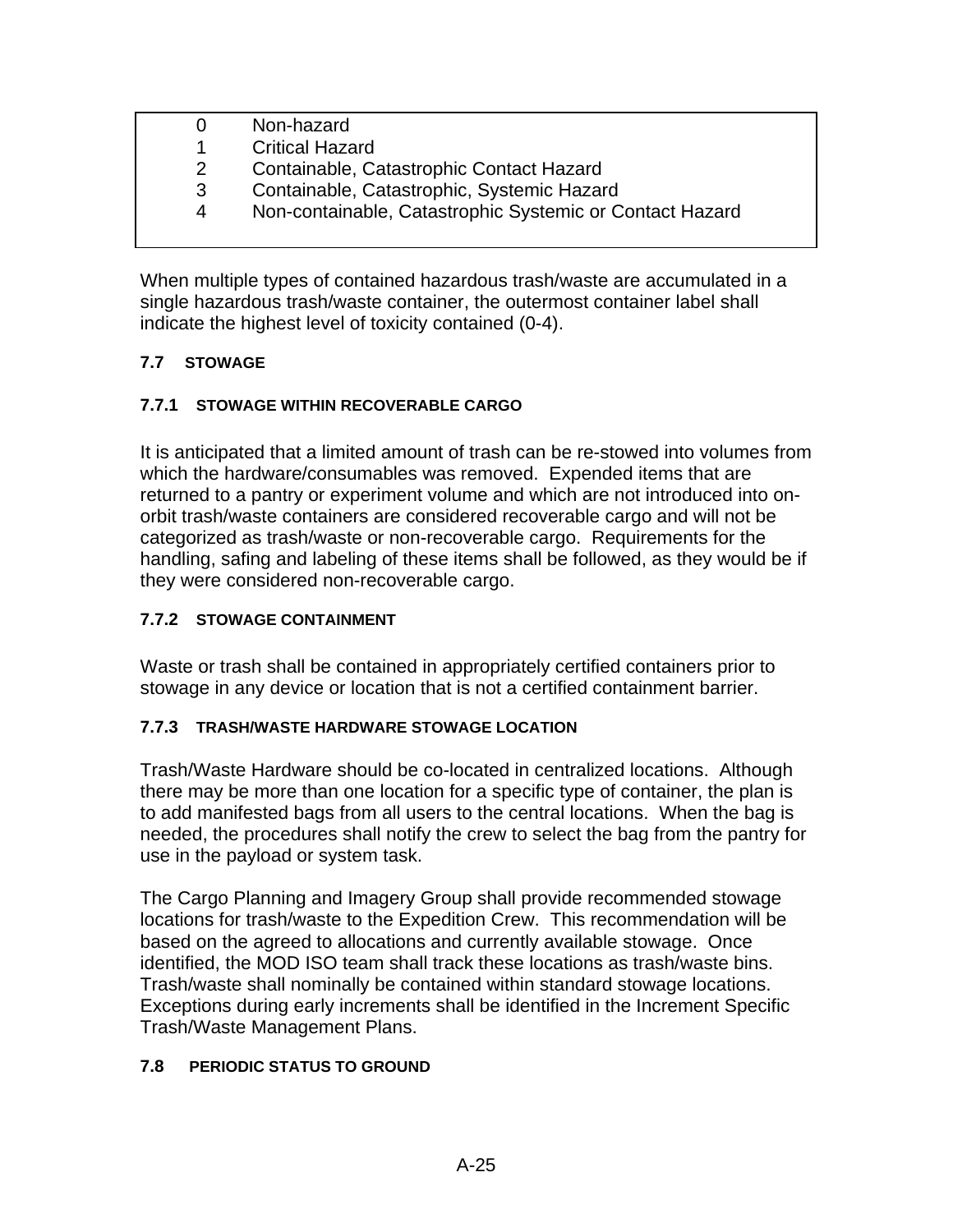| | |
|---|---|
| 0 | Non-hazard |
| 1 | Critical Hazard |
| 2 | Containable, Catastrophic Contact Hazard |
| 3 | Containable, Catastrophic, Systemic Hazard |
| 4 | Non-containable, Catastrophic Systemic or Contact Hazard |

When multiple types of contained hazardous trash/waste are accumulated in a single hazardous trash/waste container, the outermost container label shall indicate the highest level of toxicity contained (0-4).

## 7.7 STOWAGE

### 7.7.1 STOWAGE WITHIN RECOVERABLE CARGO

It is anticipated that a limited amount of trash can be re-stowed into volumes from which the hardware/consumables was removed. Expended items that are returned to a pantry or experiment volume and which are not introduced into on-orbit trash/waste containers are considered recoverable cargo and will not be categorized as trash/waste or non-recoverable cargo. Requirements for the handling, safing and labeling of these items shall be followed, as they would be if they were considered non-recoverable cargo.

### 7.7.2 STOWAGE CONTAINMENT

Waste or trash shall be contained in appropriately certified containers prior to stowage in any device or location that is not a certified containment barrier.

### 7.7.3 TRASH/WASTE HARDWARE STOWAGE LOCATION

Trash/Waste Hardware should be co-located in centralized locations. Although there may be more than one location for a specific type of container, the plan is to add manifested bags from all users to the central locations. When the bag is needed, the procedures shall notify the crew to select the bag from the pantry for use in the payload or system task.

The Cargo Planning and Imagery Group shall provide recommended stowage locations for trash/waste to the Expedition Crew. This recommendation will be based on the agreed to allocations and currently available stowage. Once identified, the MOD ISO team shall track these locations as trash/waste bins. Trash/waste shall nominally be contained within standard stowage locations. Exceptions during early increments shall be identified in the Increment Specific Trash/Waste Management Plans.

## 7.8 PERIODIC STATUS TO GROUND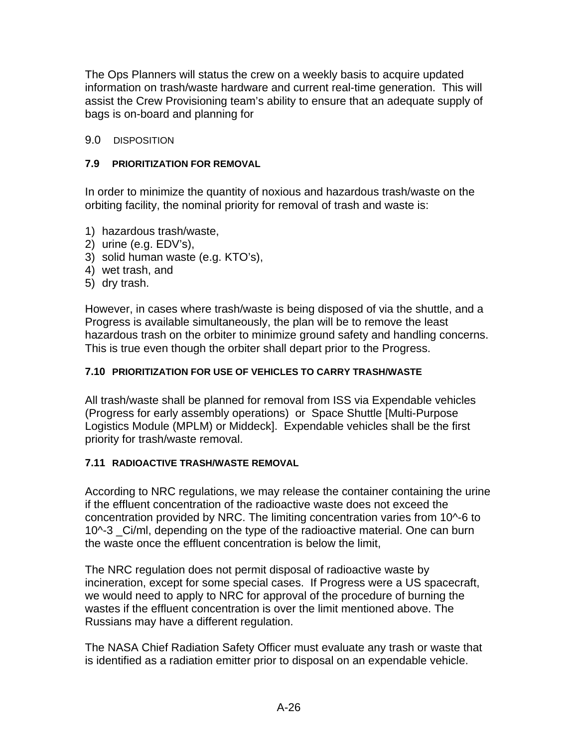The Ops Planners will status the crew on a weekly basis to acquire updated information on trash/waste hardware and current real-time generation. This will assist the Crew Provisioning team's ability to ensure that an adequate supply of bags is on-board and planning for

## 9.0 DISPOSITION

### 7.9 PRIORITIZATION FOR REMOVAL

In order to minimize the quantity of noxious and hazardous trash/waste on the orbiting facility, the nominal priority for removal of trash and waste is:

1) hazardous trash/waste,
2) urine (e.g. EDV's),
3) solid human waste (e.g. KTO's),
4) wet trash, and
5) dry trash.

However, in cases where trash/waste is being disposed of via the shuttle, and a Progress is available simultaneously, the plan will be to remove the least hazardous trash on the orbiter to minimize ground safety and handling concerns. This is true even though the orbiter shall depart prior to the Progress.

### 7.10 PRIORITIZATION FOR USE OF VEHICLES TO CARRY TRASH/WASTE

All trash/waste shall be planned for removal from ISS via Expendable vehicles (Progress for early assembly operations) or Space Shuttle [Multi-Purpose Logistics Module (MPLM) or Middeck]. Expendable vehicles shall be the first priority for trash/waste removal.

### 7.11 RADIOACTIVE TRASH/WASTE REMOVAL

According to NRC regulations, we may release the container containing the urine if the effluent concentration of the radioactive waste does not exceed the concentration provided by NRC. The limiting concentration varies from 10^-6 to 10^-3 _Ci/ml, depending on the type of the radioactive material. One can burn the waste once the effluent concentration is below the limit,

The NRC regulation does not permit disposal of radioactive waste by incineration, except for some special cases. If Progress were a US spacecraft, we would need to apply to NRC for approval of the procedure of burning the wastes if the effluent concentration is over the limit mentioned above. The Russians may have a different regulation.

The NASA Chief Radiation Safety Officer must evaluate any trash or waste that is identified as a radiation emitter prior to disposal on an expendable vehicle.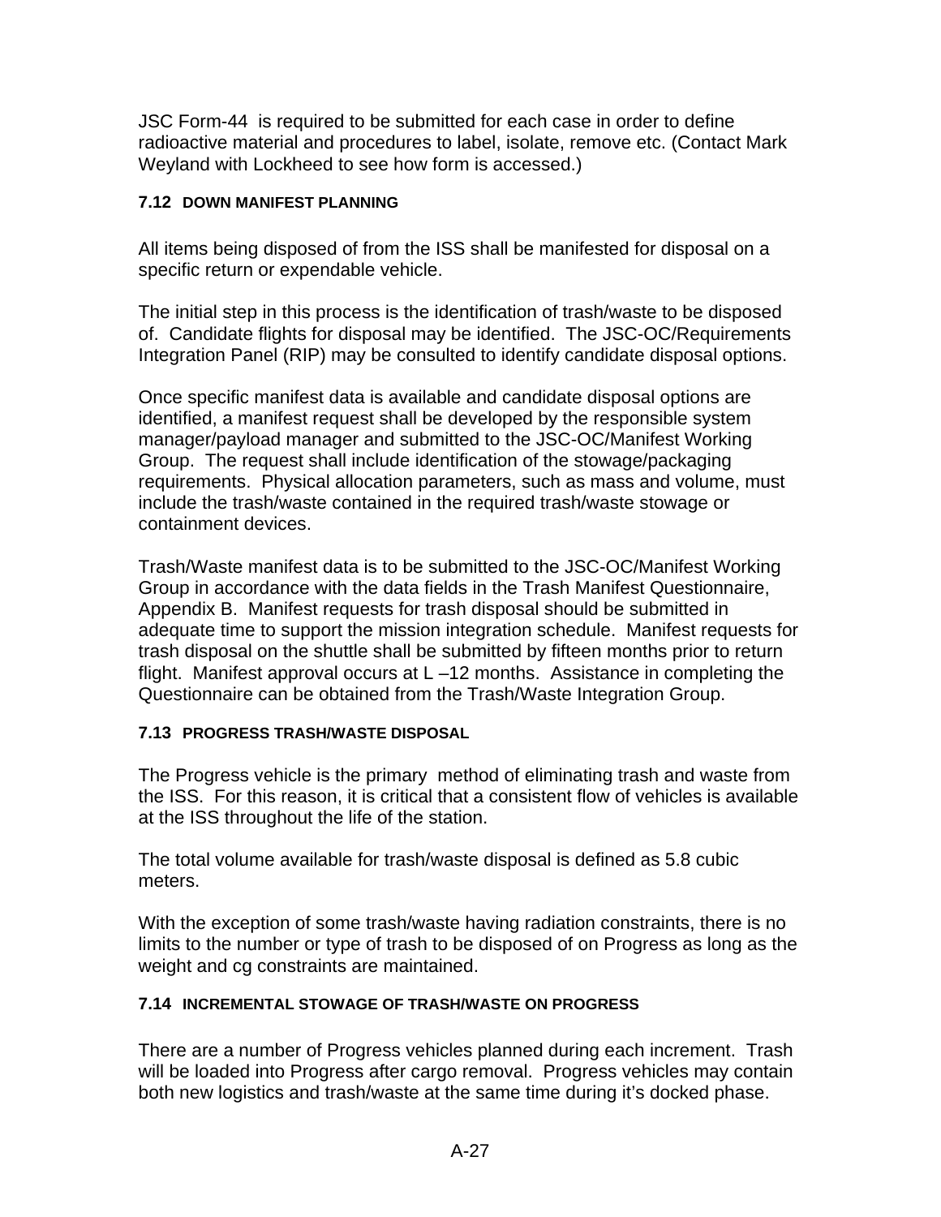JSC Form-44 is required to be submitted for each case in order to define radioactive material and procedures to label, isolate, remove etc. (Contact Mark Weyland with Lockheed to see how form is accessed.)

### 7.12 DOWN MANIFEST PLANNING

All items being disposed of from the ISS shall be manifested for disposal on a specific return or expendable vehicle.

The initial step in this process is the identification of trash/waste to be disposed of. Candidate flights for disposal may be identified. The JSC-OC/Requirements Integration Panel (RIP) may be consulted to identify candidate disposal options.

Once specific manifest data is available and candidate disposal options are identified, a manifest request shall be developed by the responsible system manager/payload manager and submitted to the JSC-OC/Manifest Working Group. The request shall include identification of the stowage/packaging requirements. Physical allocation parameters, such as mass and volume, must include the trash/waste contained in the required trash/waste stowage or containment devices.

Trash/Waste manifest data is to be submitted to the JSC-OC/Manifest Working Group in accordance with the data fields in the Trash Manifest Questionnaire, Appendix B. Manifest requests for trash disposal should be submitted in adequate time to support the mission integration schedule. Manifest requests for trash disposal on the shuttle shall be submitted by fifteen months prior to return flight. Manifest approval occurs at L –12 months. Assistance in completing the Questionnaire can be obtained from the Trash/Waste Integration Group.

### 7.13 PROGRESS TRASH/WASTE DISPOSAL

The Progress vehicle is the primary method of eliminating trash and waste from the ISS. For this reason, it is critical that a consistent flow of vehicles is available at the ISS throughout the life of the station.

The total volume available for trash/waste disposal is defined as 5.8 cubic meters.

With the exception of some trash/waste having radiation constraints, there is no limits to the number or type of trash to be disposed of on Progress as long as the weight and cg constraints are maintained.

### 7.14 INCREMENTAL STOWAGE OF TRASH/WASTE ON PROGRESS

There are a number of Progress vehicles planned during each increment. Trash will be loaded into Progress after cargo removal. Progress vehicles may contain both new logistics and trash/waste at the same time during it's docked phase.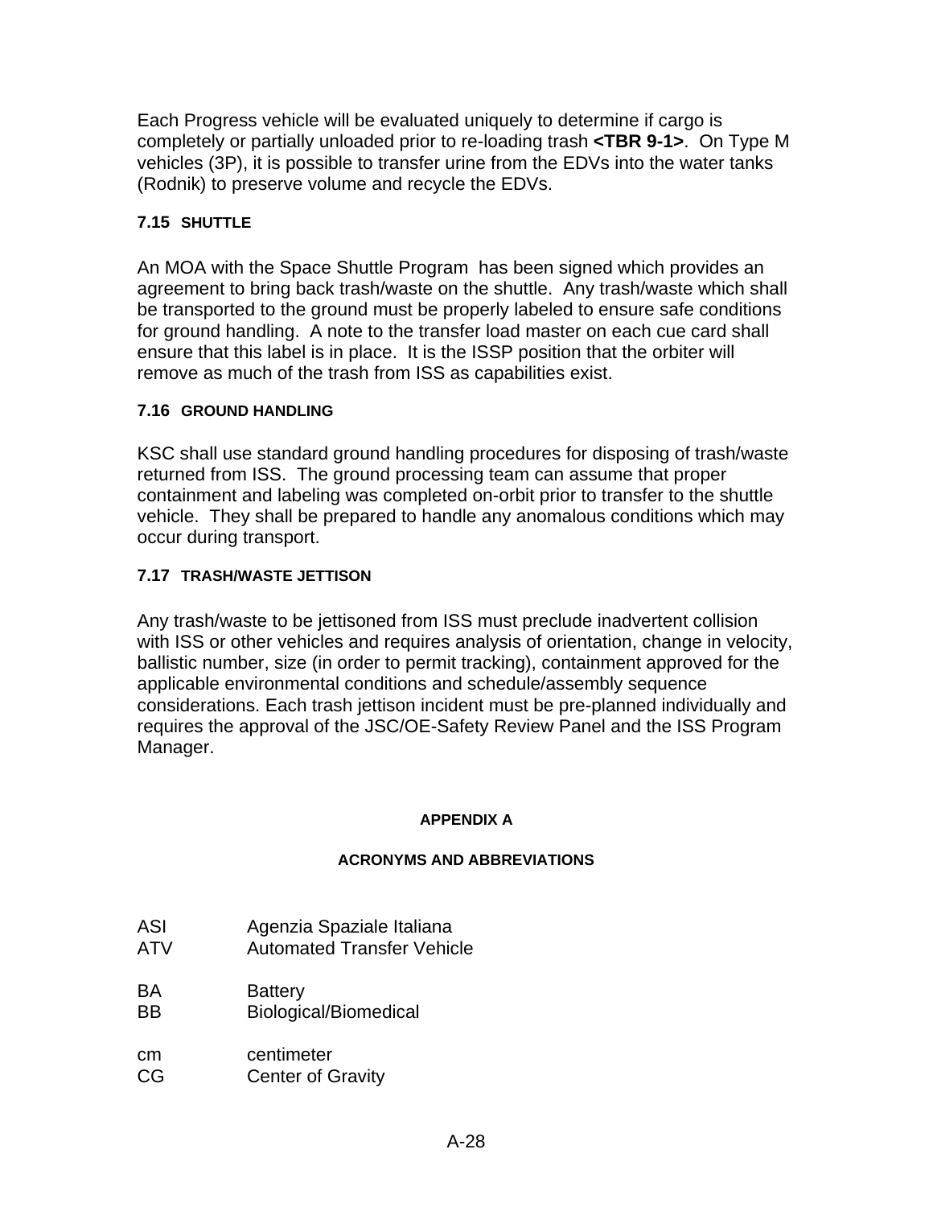Each Progress vehicle will be evaluated uniquely to determine if cargo is completely or partially unloaded prior to re-loading trash **<TBR 9-1>**. On Type M vehicles (3P), it is possible to transfer urine from the EDVs into the water tanks (Rodnik) to preserve volume and recycle the EDVs.

### 7.15 SHUTTLE

An MOA with the Space Shuttle Program has been signed which provides an agreement to bring back trash/waste on the shuttle. Any trash/waste which shall be transported to the ground must be properly labeled to ensure safe conditions for ground handling. A note to the transfer load master on each cue card shall ensure that this label is in place. It is the ISSP position that the orbiter will remove as much of the trash from ISS as capabilities exist.

### 7.16 GROUND HANDLING

KSC shall use standard ground handling procedures for disposing of trash/waste returned from ISS. The ground processing team can assume that proper containment and labeling was completed on-orbit prior to transfer to the shuttle vehicle. They shall be prepared to handle any anomalous conditions which may occur during transport.

### 7.17 TRASH/WASTE JETTISON

Any trash/waste to be jettisoned from ISS must preclude inadvertent collision with ISS or other vehicles and requires analysis of orientation, change in velocity, ballistic number, size (in order to permit tracking), containment approved for the applicable environmental conditions and schedule/assembly sequence considerations. Each trash jettison incident must be pre-planned individually and requires the approval of the JSC/OE-Safety Review Panel and the ISS Program Manager.

## APPENDIX A

## ACRONYMS AND ABBREVIATIONS

| | |
|---|---|
| ASI | Agenzia Spaziale Italiana |
| ATV | Automated Transfer Vehicle |
| BA | Battery |
| BB | Biological/Biomedical |
| cm | centimeter |
| CG | Center of Gravity |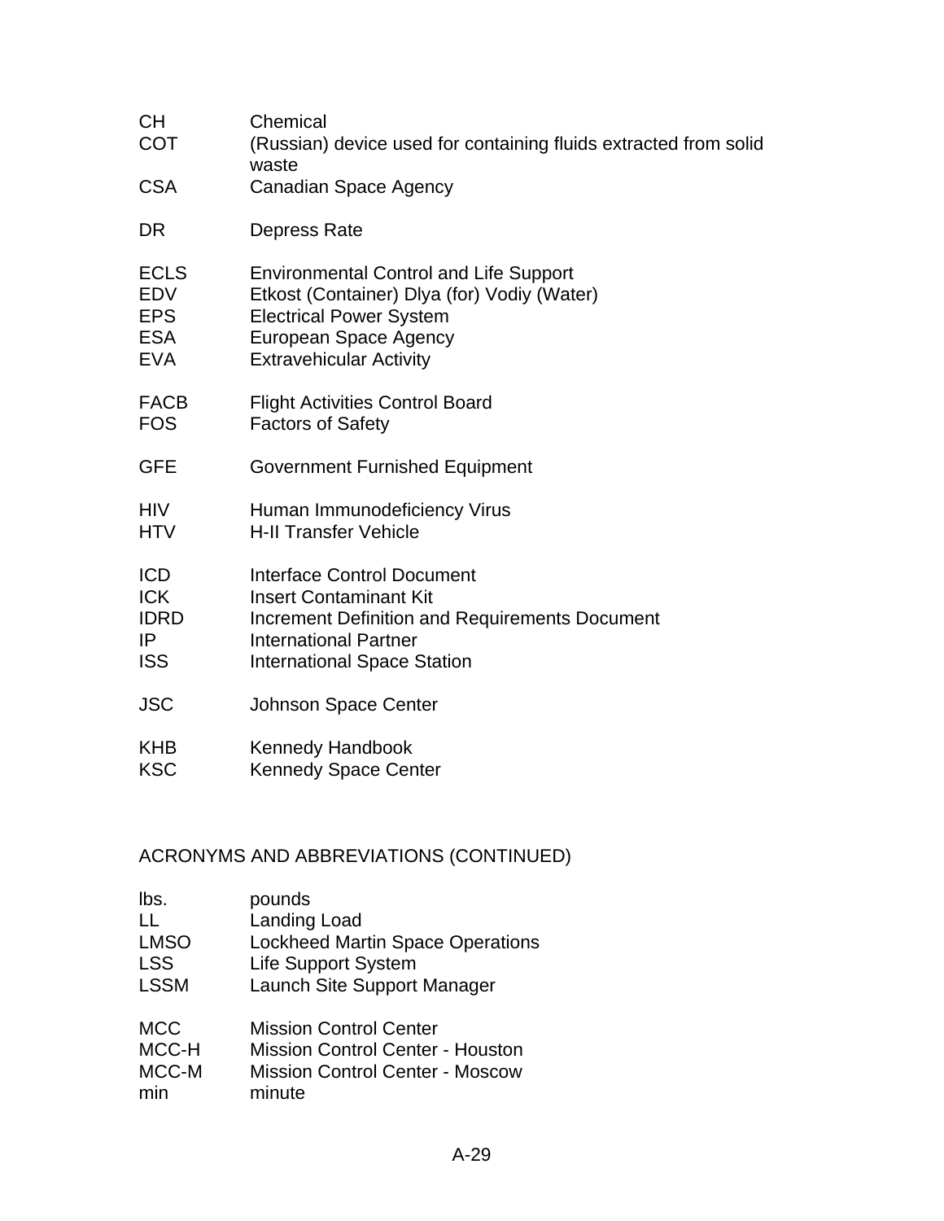| | |
|---|---|
| CH | Chemical |
| COT | (Russian) device used for containing fluids extracted from solid waste |
| CSA | Canadian Space Agency |
| DR | Depress Rate |
| ECLS | Environmental Control and Life Support |
| EDV | Etkost (Container) Dlya (for) Vodiy (Water) |
| EPS | Electrical Power System |
| ESA | European Space Agency |
| EVA | Extravehicular Activity |
| FACB | Flight Activities Control Board |
| FOS | Factors of Safety |
| GFE | Government Furnished Equipment |
| HIV | Human Immunodeficiency Virus |
| HTV | H-II Transfer Vehicle |
| ICD | Interface Control Document |
| ICK | Insert Contaminant Kit |
| IDRD | Increment Definition and Requirements Document |
| IP | International Partner |
| ISS | International Space Station |
| JSC | Johnson Space Center |
| KHB | Kennedy Handbook |
| KSC | Kennedy Space Center |

ACRONYMS AND ABBREVIATIONS (CONTINUED)

| | |
|---|---|
| lbs. | pounds |
| LL | Landing Load |
| LMSO | Lockheed Martin Space Operations |
| LSS | Life Support System |
| LSSM | Launch Site Support Manager |
| MCC | Mission Control Center |
| MCC-H | Mission Control Center - Houston |
| MCC-M | Mission Control Center - Moscow |
| min | minute |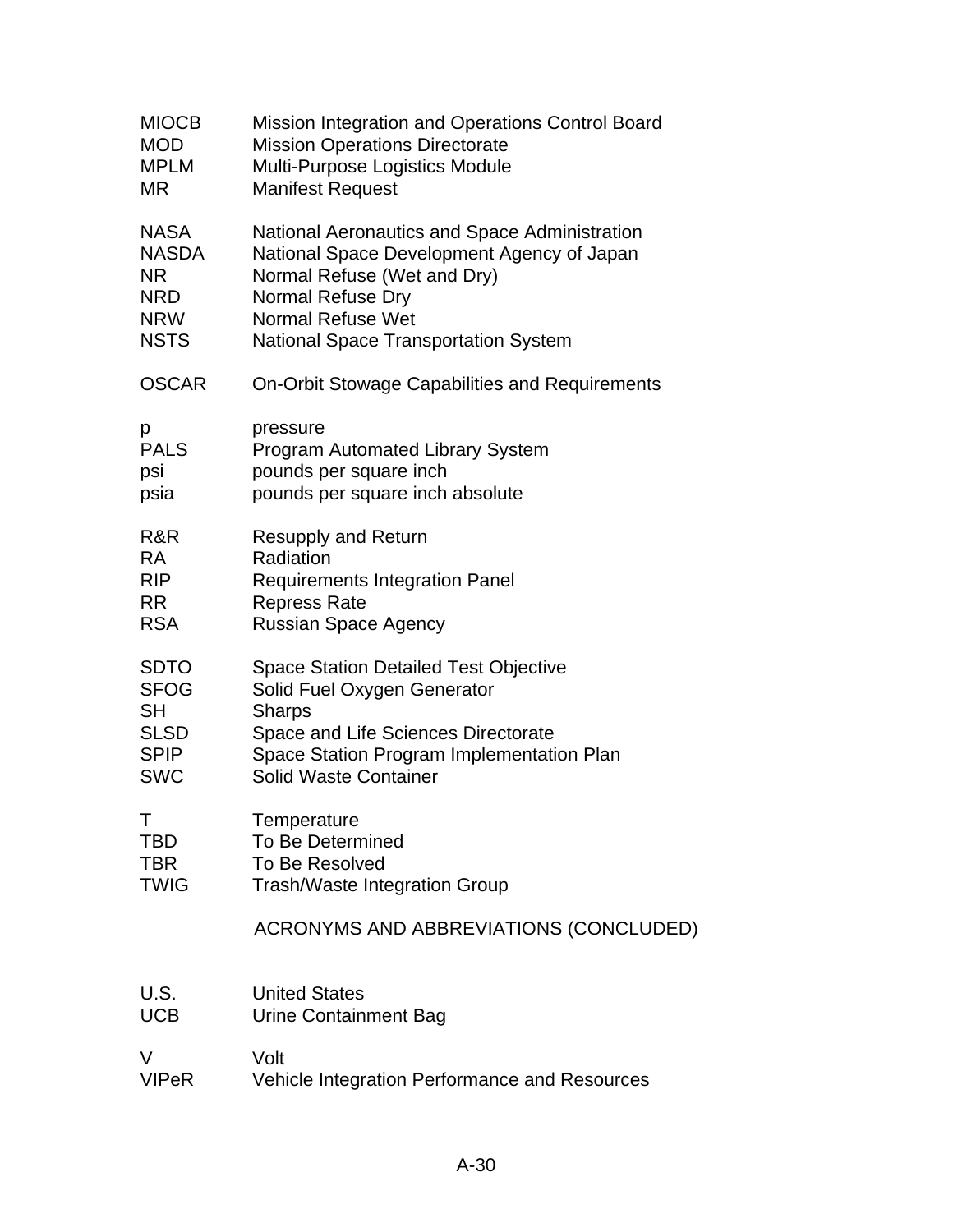| | |
|---|---|
| MIOCB | Mission Integration and Operations Control Board |
| MOD | Mission Operations Directorate |
| MPLM | Multi-Purpose Logistics Module |
| MR | Manifest Request |
| NASA | National Aeronautics and Space Administration |
| NASDA | National Space Development Agency of Japan |
| NR | Normal Refuse (Wet and Dry) |
| NRD | Normal Refuse Dry |
| NRW | Normal Refuse Wet |
| NSTS | National Space Transportation System |
| OSCAR | On-Orbit Stowage Capabilities and Requirements |
| p | pressure |
| PALS | Program Automated Library System |
| psi | pounds per square inch |
| psia | pounds per square inch absolute |
| R&R | Resupply and Return |
| RA | Radiation |
| RIP | Requirements Integration Panel |
| RR | Repress Rate |
| RSA | Russian Space Agency |
| SDTO | Space Station Detailed Test Objective |
| SFOG | Solid Fuel Oxygen Generator |
| SH | Sharps |
| SLSD | Space and Life Sciences Directorate |
| SPIP | Space Station Program Implementation Plan |
| SWC | Solid Waste Container |
| T | Temperature |
| TBD | To Be Determined |
| TBR | To Be Resolved |
| TWIG | Trash/Waste Integration Group |

ACRONYMS AND ABBREVIATIONS (CONCLUDED)

| | |
|---|---|
| U.S. | United States |
| UCB | Urine Containment Bag |
| V | Volt |
| VIPeR | Vehicle Integration Performance and Resources |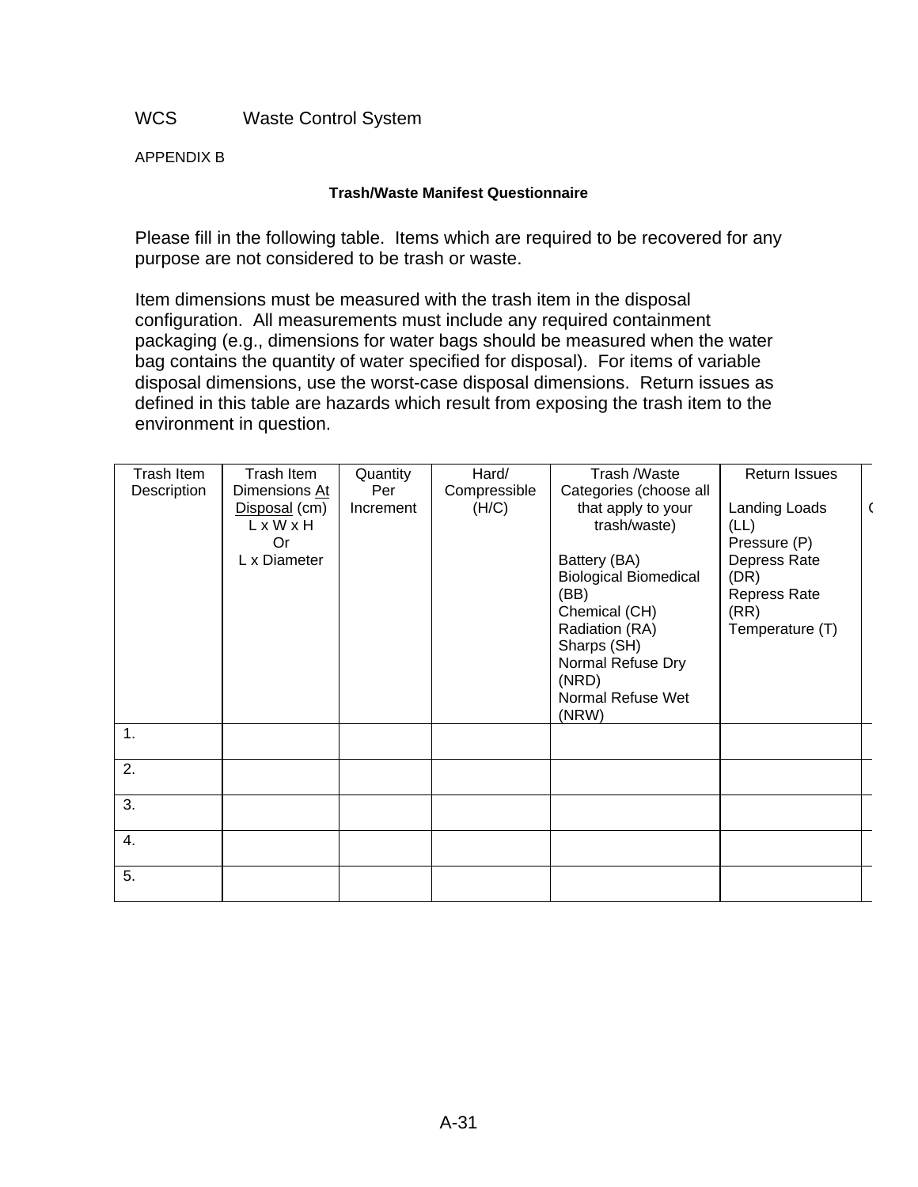WCS Waste Control System

APPENDIX B

**Trash/Waste Manifest Questionnaire**

Please fill in the following table. Items which are required to be recovered for any purpose are not considered to be trash or waste.

Item dimensions must be measured with the trash item in the disposal configuration. All measurements must include any required containment packaging (e.g., dimensions for water bags should be measured when the water bag contains the quantity of water specified for disposal). For items of variable disposal dimensions, use the worst-case disposal dimensions. Return issues as defined in this table are hazards which result from exposing the trash item to the environment in question.

| Trash Item Description | Trash Item Dimensions <u>At Disposal</u> (cm) L x W x H Or L x Diameter | Quantity Per Increment | Hard/ Compressible (H/C) | Trash /Waste Categories (choose all that apply to your trash/waste)<br><br>Battery (BA)<br>Biological Biomedical (BB)<br>Chemical (CH)<br>Radiation (RA)<br>Sharps (SH)<br>Normal Refuse Dry (NRD)<br>Normal Refuse Wet (NRW) | Return Issues<br><br>Landing Loads (LL)<br>Pressure (P)<br>Depress Rate (DR)<br>Repress Rate (RR)<br>Temperature (T) | ( |
|---|---|---|---|---|---|---|
| 1. | | | | | | |
| 2. | | | | | | |
| 3. | | | | | | |
| 4. | | | | | | |
| 5. | | | | | | |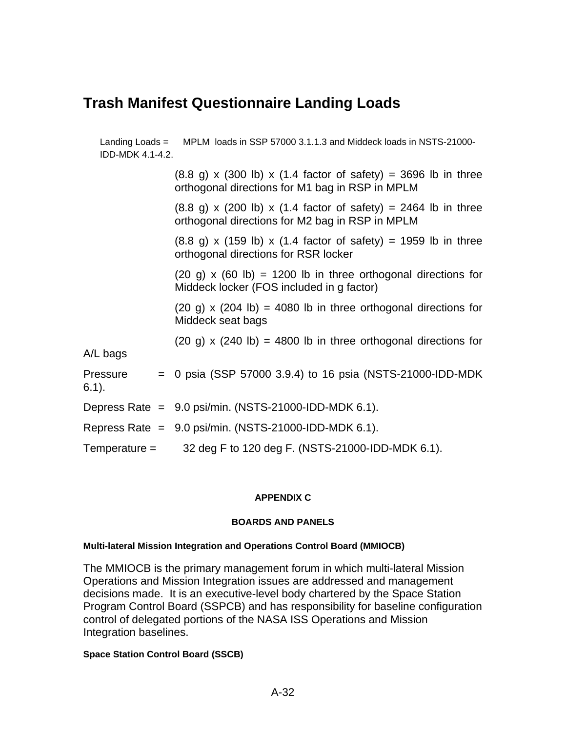## Trash Manifest Questionnaire Landing Loads

Landing Loads = MPLM loads in SSP 57000 3.1.1.3 and Middeck loads in NSTS-21000-IDD-MDK 4.1-4.2.

(8.8 g) x (300 lb) x (1.4 factor of safety) = 3696 lb in three orthogonal directions for M1 bag in RSP in MPLM

(8.8 g) x (200 lb) x (1.4 factor of safety) = 2464 lb in three orthogonal directions for M2 bag in RSP in MPLM

(8.8 g) x (159 lb) x (1.4 factor of safety) = 1959 lb in three orthogonal directions for RSR locker

(20 g) x (60 lb) = 1200 lb in three orthogonal directions for Middeck locker (FOS included in g factor)

(20 g) x (204 lb) = 4080 lb in three orthogonal directions for Middeck seat bags

(20 g) x (240 lb) = 4800 lb in three orthogonal directions for A/L bags

Pressure = 0 psia (SSP 57000 3.9.4) to 16 psia (NSTS-21000-IDD-MDK 6.1).

Depress Rate = 9.0 psi/min. (NSTS-21000-IDD-MDK 6.1).

Repress Rate = 9.0 psi/min. (NSTS-21000-IDD-MDK 6.1).

Temperature = 32 deg F to 120 deg F. (NSTS-21000-IDD-MDK 6.1).

# APPENDIX C

## BOARDS AND PANELS

### Multi-lateral Mission Integration and Operations Control Board (MMIOCB)

The MMIOCB is the primary management forum in which multi-lateral Mission Operations and Mission Integration issues are addressed and management decisions made. It is an executive-level body chartered by the Space Station Program Control Board (SSPCB) and has responsibility for baseline configuration control of delegated portions of the NASA ISS Operations and Mission Integration baselines.

### Space Station Control Board (SSCB)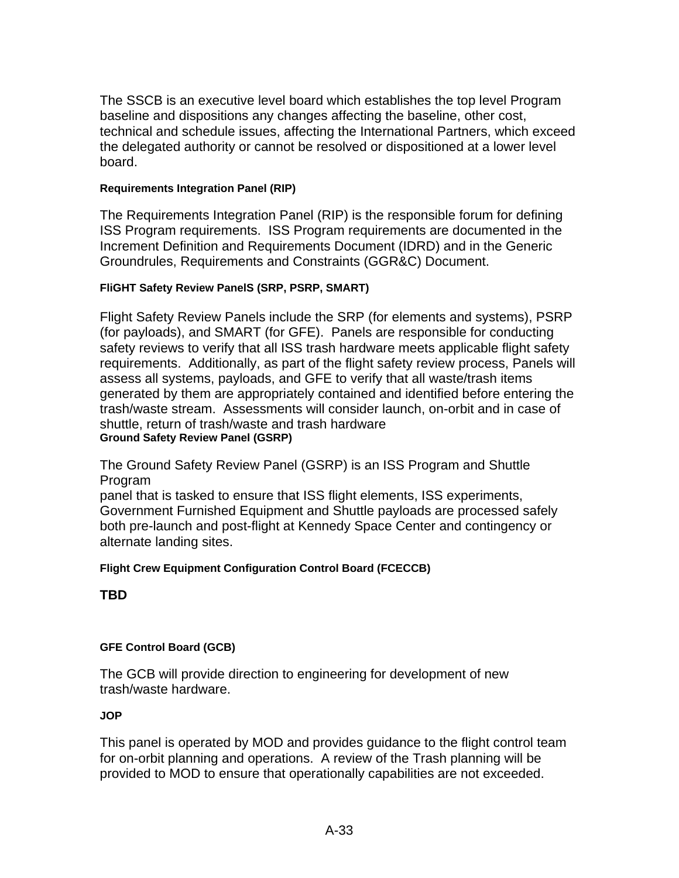The SSCB is an executive level board which establishes the top level Program baseline and dispositions any changes affecting the baseline, other cost, technical and schedule issues, affecting the International Partners, which exceed the delegated authority or cannot be resolved or dispositioned at a lower level board.

#### Requirements Integration Panel (RIP)

The Requirements Integration Panel (RIP) is the responsible forum for defining ISS Program requirements. ISS Program requirements are documented in the Increment Definition and Requirements Document (IDRD) and in the Generic Groundrules, Requirements and Constraints (GGR&C) Document.

#### FliGHT Safety Review PanelS (SRP, PSRP, SMART)

Flight Safety Review Panels include the SRP (for elements and systems), PSRP (for payloads), and SMART (for GFE). Panels are responsible for conducting safety reviews to verify that all ISS trash hardware meets applicable flight safety requirements. Additionally, as part of the flight safety review process, Panels will assess all systems, payloads, and GFE to verify that all waste/trash items generated by them are appropriately contained and identified before entering the trash/waste stream. Assessments will consider launch, on-orbit and in case of shuttle, return of trash/waste and trash hardware

#### Ground Safety Review Panel (GSRP)

The Ground Safety Review Panel (GSRP) is an ISS Program and Shuttle Program panel that is tasked to ensure that ISS flight elements, ISS experiments, Government Furnished Equipment and Shuttle payloads are processed safely both pre-launch and post-flight at Kennedy Space Center and contingency or alternate landing sites.

#### Flight Crew Equipment Configuration Control Board (FCECCB)

**TBD**

#### GFE Control Board (GCB)

The GCB will provide direction to engineering for development of new trash/waste hardware.

#### JOP

This panel is operated by MOD and provides guidance to the flight control team for on-orbit planning and operations. A review of the Trash planning will be provided to MOD to ensure that operationally capabilities are not exceeded.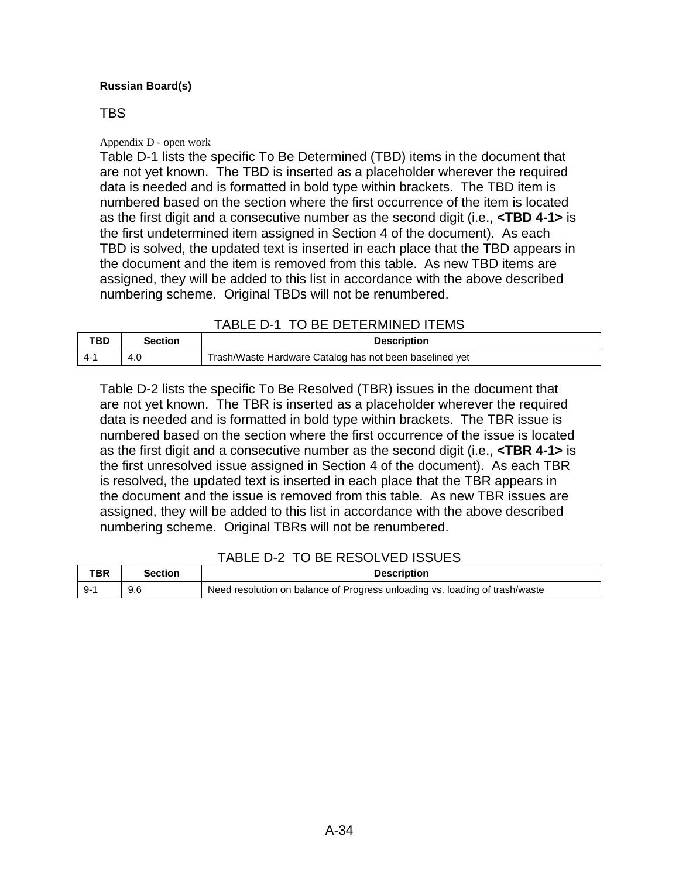**Russian Board(s)**

TBS

Appendix D - open work

Table D-1 lists the specific To Be Determined (TBD) items in the document that are not yet known. The TBD is inserted as a placeholder wherever the required data is needed and is formatted in bold type within brackets. The TBD item is numbered based on the section where the first occurrence of the item is located as the first digit and a consecutive number as the second digit (i.e., **<TBD 4-1>** is the first undetermined item assigned in Section 4 of the document). As each TBD is solved, the updated text is inserted in each place that the TBD appears in the document and the item is removed from this table. As new TBD items are assigned, they will be added to this list in accordance with the above described numbering scheme. Original TBDs will not be renumbered.

TABLE D-1 TO BE DETERMINED ITEMS

| TBD | Section | Description |
|---|---|---|
| 4-1 | 4.0 | Trash/Waste Hardware Catalog has not been baselined yet |

Table D-2 lists the specific To Be Resolved (TBR) issues in the document that are not yet known. The TBR is inserted as a placeholder wherever the required data is needed and is formatted in bold type within brackets. The TBR issue is numbered based on the section where the first occurrence of the issue is located as the first digit and a consecutive number as the second digit (i.e., **<TBR 4-1>** is the first unresolved issue assigned in Section 4 of the document). As each TBR is resolved, the updated text is inserted in each place that the TBR appears in the document and the issue is removed from this table. As new TBR issues are assigned, they will be added to this list in accordance with the above described numbering scheme. Original TBRs will not be renumbered.

TABLE D-2 TO BE RESOLVED ISSUES

| TBR | Section | Description |
|---|---|---|
| 9-1 | 9.6 | Need resolution on balance of Progress unloading vs. loading of trash/waste |